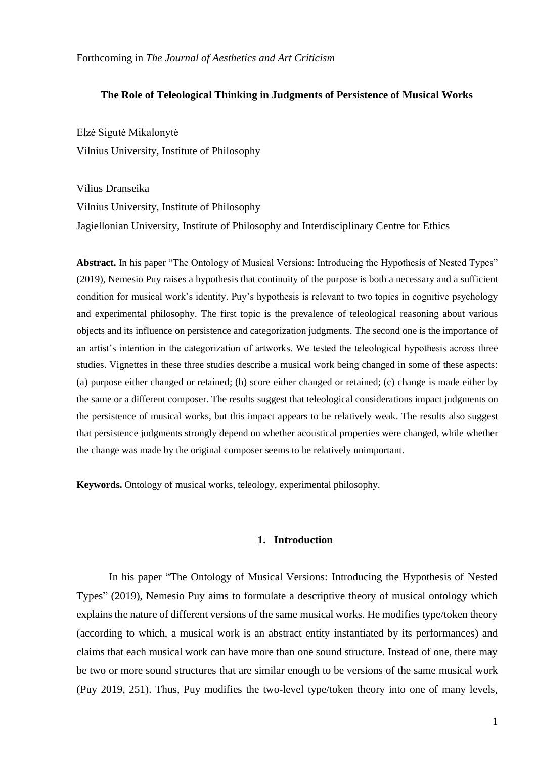Forthcoming in *The Journal of Aesthetics and Art Criticism*

# The Role of Teleological Thinking in Judgments of Persistence of Musical Works

Elzė Sigutė Mikalonytė

Vilnius University, Institute of Philosophy

Vilius Dranseika

Vilnius University, Institute of Philosophy

Jagiellonian University, Institute of Philosophy and Interdisciplinary Centre for Ethics

**Abstract.** In his paper "The Ontology of Musical Versions: Introducing the Hypothesis of Nested Types" (2019), Nemesio Puy raises a hypothesis that continuity of the purpose is both a necessary and a sufficient condition for musical work's identity. Puy's hypothesis is relevant to two topics in cognitive psychology and experimental philosophy. The first topic is the prevalence of teleological reasoning about various objects and its influence on persistence and categorization judgments. The second one is the importance of an artist's intention in the categorization of artworks. We tested the teleological hypothesis across three studies. Vignettes in these three studies describe a musical work being changed in some of these aspects: (a) purpose either changed or retained; (b) score either changed or retained; (c) change is made either by the same or a different composer. The results suggest that teleological considerations impact judgments on the persistence of musical works, but this impact appears to be relatively weak. The results also suggest that persistence judgments strongly depend on whether acoustical properties were changed, while whether the change was made by the original composer seems to be relatively unimportant.

**Keywords.** Ontology of musical works, teleology, experimental philosophy.

## 1. Introduction

In his paper "The Ontology of Musical Versions: Introducing the Hypothesis of Nested Types" (2019), Nemesio Puy aims to formulate a descriptive theory of musical ontology which explains the nature of different versions of the same musical works. He modifies type/token theory (according to which, a musical work is an abstract entity instantiated by its performances) and claims that each musical work can have more than one sound structure. Instead of one, there may be two or more sound structures that are similar enough to be versions of the same musical work (Puy 2019, 251). Thus, Puy modifies the two-level type/token theory into one of many levels,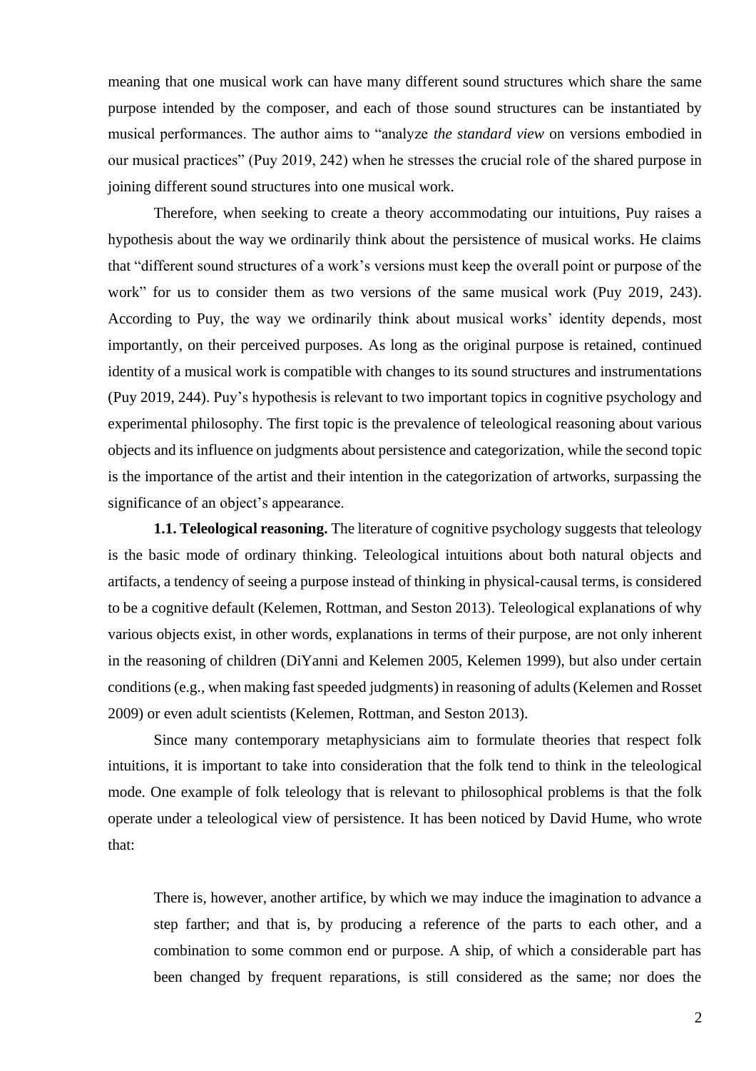meaning that one musical work can have many different sound structures which share the same purpose intended by the composer, and each of those sound structures can be instantiated by musical performances. The author aims to "analyze *the standard view* on versions embodied in our musical practices" (Puy 2019, 242) when he stresses the crucial role of the shared purpose in joining different sound structures into one musical work.

Therefore, when seeking to create a theory accommodating our intuitions, Puy raises a hypothesis about the way we ordinarily think about the persistence of musical works. He claims that "different sound structures of a work's versions must keep the overall point or purpose of the work" for us to consider them as two versions of the same musical work (Puy 2019, 243). According to Puy, the way we ordinarily think about musical works' identity depends, most importantly, on their perceived purposes. As long as the original purpose is retained, continued identity of a musical work is compatible with changes to its sound structures and instrumentations (Puy 2019, 244). Puy's hypothesis is relevant to two important topics in cognitive psychology and experimental philosophy. The first topic is the prevalence of teleological reasoning about various objects and its influence on judgments about persistence and categorization, while the second topic is the importance of the artist and their intention in the categorization of artworks, surpassing the significance of an object's appearance.

**1.1. Teleological reasoning.** The literature of cognitive psychology suggests that teleology is the basic mode of ordinary thinking. Teleological intuitions about both natural objects and artifacts, a tendency of seeing a purpose instead of thinking in physical-causal terms, is considered to be a cognitive default (Kelemen, Rottman, and Seston 2013). Teleological explanations of why various objects exist, in other words, explanations in terms of their purpose, are not only inherent in the reasoning of children (DiYanni and Kelemen 2005, Kelemen 1999), but also under certain conditions (e.g., when making fast speeded judgments) in reasoning of adults (Kelemen and Rosset 2009) or even adult scientists (Kelemen, Rottman, and Seston 2013).

Since many contemporary metaphysicians aim to formulate theories that respect folk intuitions, it is important to take into consideration that the folk tend to think in the teleological mode. One example of folk teleology that is relevant to philosophical problems is that the folk operate under a teleological view of persistence. It has been noticed by David Hume, who wrote that:

> There is, however, another artifice, by which we may induce the imagination to advance a step farther; and that is, by producing a reference of the parts to each other, and a combination to some common end or purpose. A ship, of which a considerable part has been changed by frequent reparations, is still considered as the same; nor does the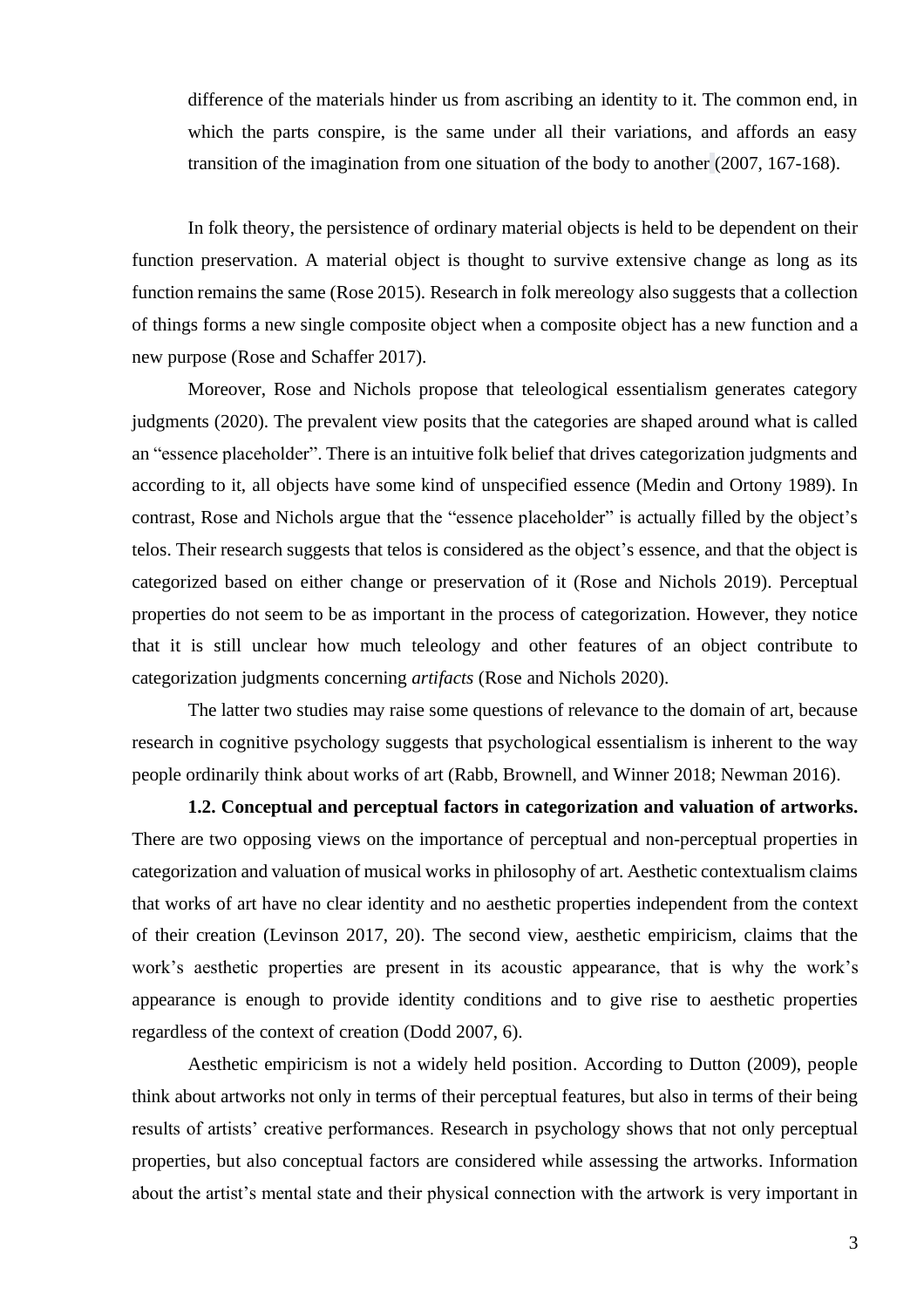> difference of the materials hinder us from ascribing an identity to it. The common end, in which the parts conspire, is the same under all their variations, and affords an easy transition of the imagination from one situation of the body to another (2007, 167-168).

In folk theory, the persistence of ordinary material objects is held to be dependent on their function preservation. A material object is thought to survive extensive change as long as its function remains the same (Rose 2015). Research in folk mereology also suggests that a collection of things forms a new single composite object when a composite object has a new function and a new purpose (Rose and Schaffer 2017).

Moreover, Rose and Nichols propose that teleological essentialism generates category judgments (2020). The prevalent view posits that the categories are shaped around what is called an "essence placeholder". There is an intuitive folk belief that drives categorization judgments and according to it, all objects have some kind of unspecified essence (Medin and Ortony 1989). In contrast, Rose and Nichols argue that the "essence placeholder" is actually filled by the object's telos. Their research suggests that telos is considered as the object's essence, and that the object is categorized based on either change or preservation of it (Rose and Nichols 2019). Perceptual properties do not seem to be as important in the process of categorization. However, they notice that it is still unclear how much teleology and other features of an object contribute to categorization judgments concerning *artifacts* (Rose and Nichols 2020).

The latter two studies may raise some questions of relevance to the domain of art, because research in cognitive psychology suggests that psychological essentialism is inherent to the way people ordinarily think about works of art (Rabb, Brownell, and Winner 2018; Newman 2016).

**1.2. Conceptual and perceptual factors in categorization and valuation of artworks.** There are two opposing views on the importance of perceptual and non-perceptual properties in categorization and valuation of musical works in philosophy of art. Aesthetic contextualism claims that works of art have no clear identity and no aesthetic properties independent from the context of their creation (Levinson 2017, 20). The second view, aesthetic empiricism, claims that the work's aesthetic properties are present in its acoustic appearance, that is why the work's appearance is enough to provide identity conditions and to give rise to aesthetic properties regardless of the context of creation (Dodd 2007, 6).

Aesthetic empiricism is not a widely held position. According to Dutton (2009), people think about artworks not only in terms of their perceptual features, but also in terms of their being results of artists' creative performances. Research in psychology shows that not only perceptual properties, but also conceptual factors are considered while assessing the artworks. Information about the artist's mental state and their physical connection with the artwork is very important in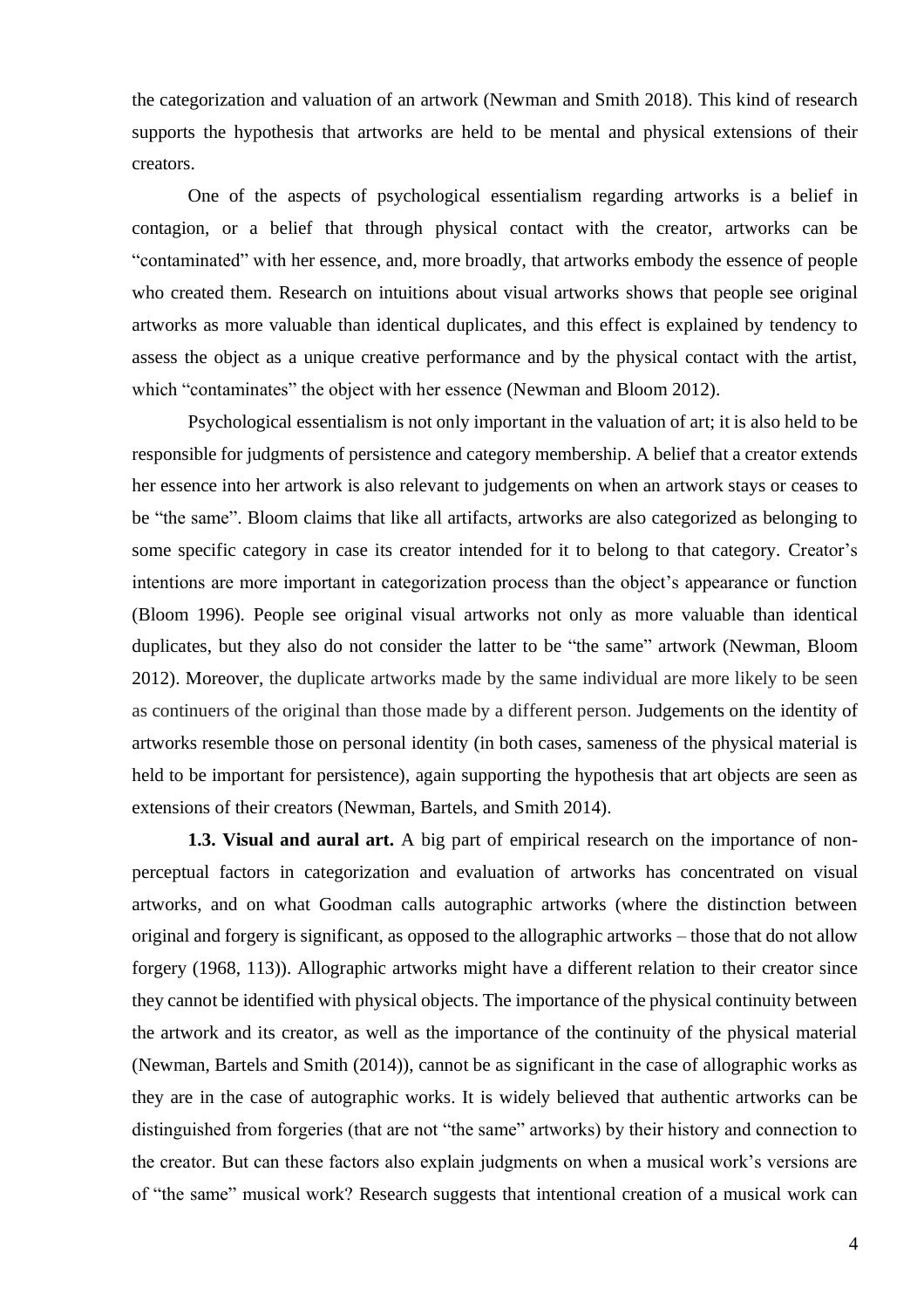the categorization and valuation of an artwork (Newman and Smith 2018). This kind of research supports the hypothesis that artworks are held to be mental and physical extensions of their creators.

One of the aspects of psychological essentialism regarding artworks is a belief in contagion, or a belief that through physical contact with the creator, artworks can be "contaminated" with her essence, and, more broadly, that artworks embody the essence of people who created them. Research on intuitions about visual artworks shows that people see original artworks as more valuable than identical duplicates, and this effect is explained by tendency to assess the object as a unique creative performance and by the physical contact with the artist, which "contaminates" the object with her essence (Newman and Bloom 2012).

Psychological essentialism is not only important in the valuation of art; it is also held to be responsible for judgments of persistence and category membership. A belief that a creator extends her essence into her artwork is also relevant to judgements on when an artwork stays or ceases to be "the same". Bloom claims that like all artifacts, artworks are also categorized as belonging to some specific category in case its creator intended for it to belong to that category. Creator's intentions are more important in categorization process than the object's appearance or function (Bloom 1996). People see original visual artworks not only as more valuable than identical duplicates, but they also do not consider the latter to be "the same" artwork (Newman, Bloom 2012). Moreover, the duplicate artworks made by the same individual are more likely to be seen as continuers of the original than those made by a different person. Judgements on the identity of artworks resemble those on personal identity (in both cases, sameness of the physical material is held to be important for persistence), again supporting the hypothesis that art objects are seen as extensions of their creators (Newman, Bartels, and Smith 2014).

**1.3. Visual and aural art.** A big part of empirical research on the importance of non-perceptual factors in categorization and evaluation of artworks has concentrated on visual artworks, and on what Goodman calls autographic artworks (where the distinction between original and forgery is significant, as opposed to the allographic artworks – those that do not allow forgery (1968, 113)). Allographic artworks might have a different relation to their creator since they cannot be identified with physical objects. The importance of the physical continuity between the artwork and its creator, as well as the importance of the continuity of the physical material (Newman, Bartels and Smith (2014)), cannot be as significant in the case of allographic works as they are in the case of autographic works. It is widely believed that authentic artworks can be distinguished from forgeries (that are not "the same" artworks) by their history and connection to the creator. But can these factors also explain judgments on when a musical work's versions are of "the same" musical work? Research suggests that intentional creation of a musical work can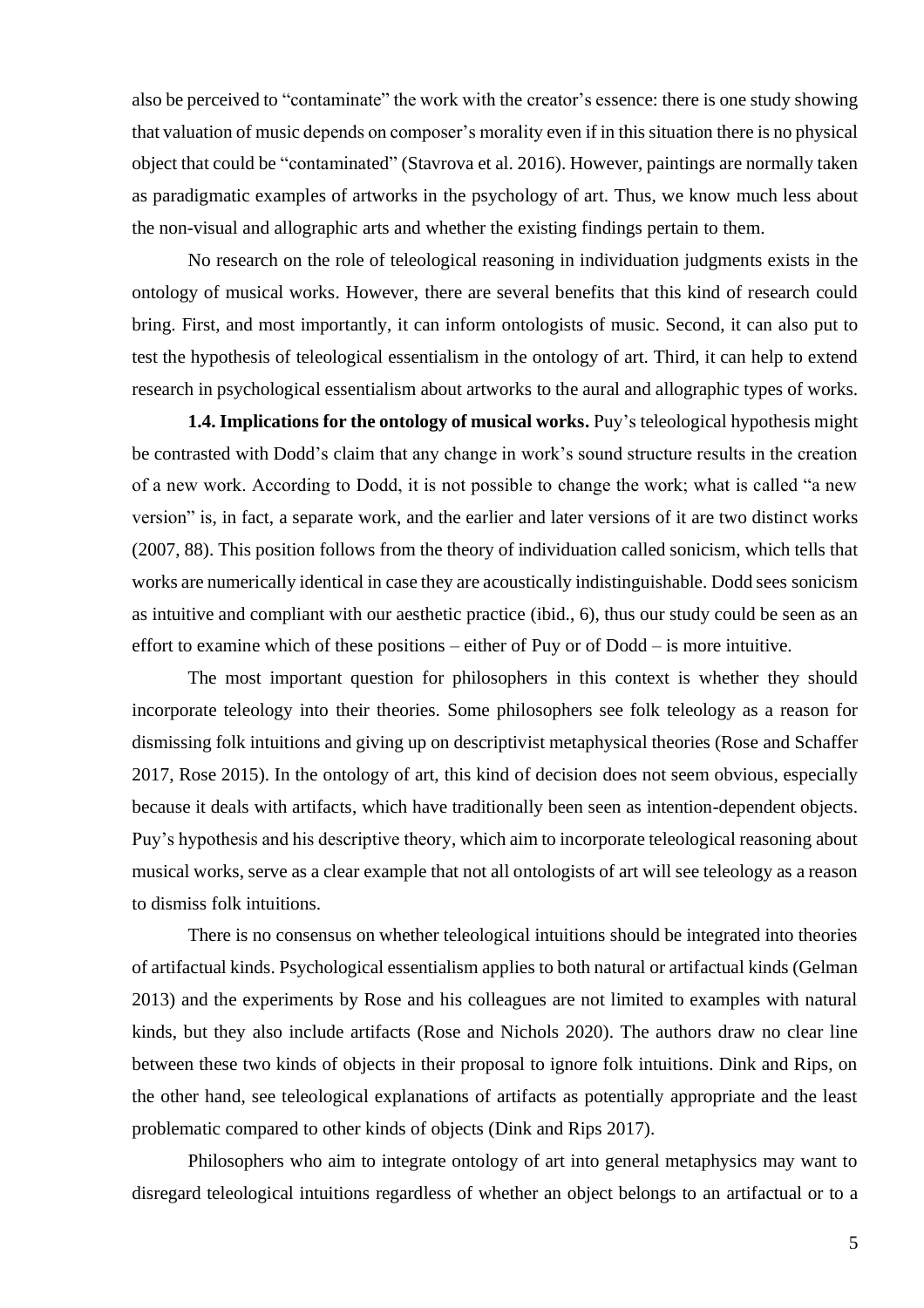also be perceived to "contaminate" the work with the creator's essence: there is one study showing that valuation of music depends on composer's morality even if in this situation there is no physical object that could be "contaminated" (Stavrova et al. 2016). However, paintings are normally taken as paradigmatic examples of artworks in the psychology of art. Thus, we know much less about the non-visual and allographic arts and whether the existing findings pertain to them.

No research on the role of teleological reasoning in individuation judgments exists in the ontology of musical works. However, there are several benefits that this kind of research could bring. First, and most importantly, it can inform ontologists of music. Second, it can also put to test the hypothesis of teleological essentialism in the ontology of art. Third, it can help to extend research in psychological essentialism about artworks to the aural and allographic types of works.

**1.4. Implications for the ontology of musical works.** Puy's teleological hypothesis might be contrasted with Dodd's claim that any change in work's sound structure results in the creation of a new work. According to Dodd, it is not possible to change the work; what is called "a new version" is, in fact, a separate work, and the earlier and later versions of it are two distinct works (2007, 88). This position follows from the theory of individuation called sonicism, which tells that works are numerically identical in case they are acoustically indistinguishable. Dodd sees sonicism as intuitive and compliant with our aesthetic practice (ibid., 6), thus our study could be seen as an effort to examine which of these positions – either of Puy or of Dodd – is more intuitive.

The most important question for philosophers in this context is whether they should incorporate teleology into their theories. Some philosophers see folk teleology as a reason for dismissing folk intuitions and giving up on descriptivist metaphysical theories (Rose and Schaffer 2017, Rose 2015). In the ontology of art, this kind of decision does not seem obvious, especially because it deals with artifacts, which have traditionally been seen as intention-dependent objects. Puy's hypothesis and his descriptive theory, which aim to incorporate teleological reasoning about musical works, serve as a clear example that not all ontologists of art will see teleology as a reason to dismiss folk intuitions.

There is no consensus on whether teleological intuitions should be integrated into theories of artifactual kinds. Psychological essentialism applies to both natural or artifactual kinds (Gelman 2013) and the experiments by Rose and his colleagues are not limited to examples with natural kinds, but they also include artifacts (Rose and Nichols 2020). The authors draw no clear line between these two kinds of objects in their proposal to ignore folk intuitions. Dink and Rips, on the other hand, see teleological explanations of artifacts as potentially appropriate and the least problematic compared to other kinds of objects (Dink and Rips 2017).

Philosophers who aim to integrate ontology of art into general metaphysics may want to disregard teleological intuitions regardless of whether an object belongs to an artifactual or to a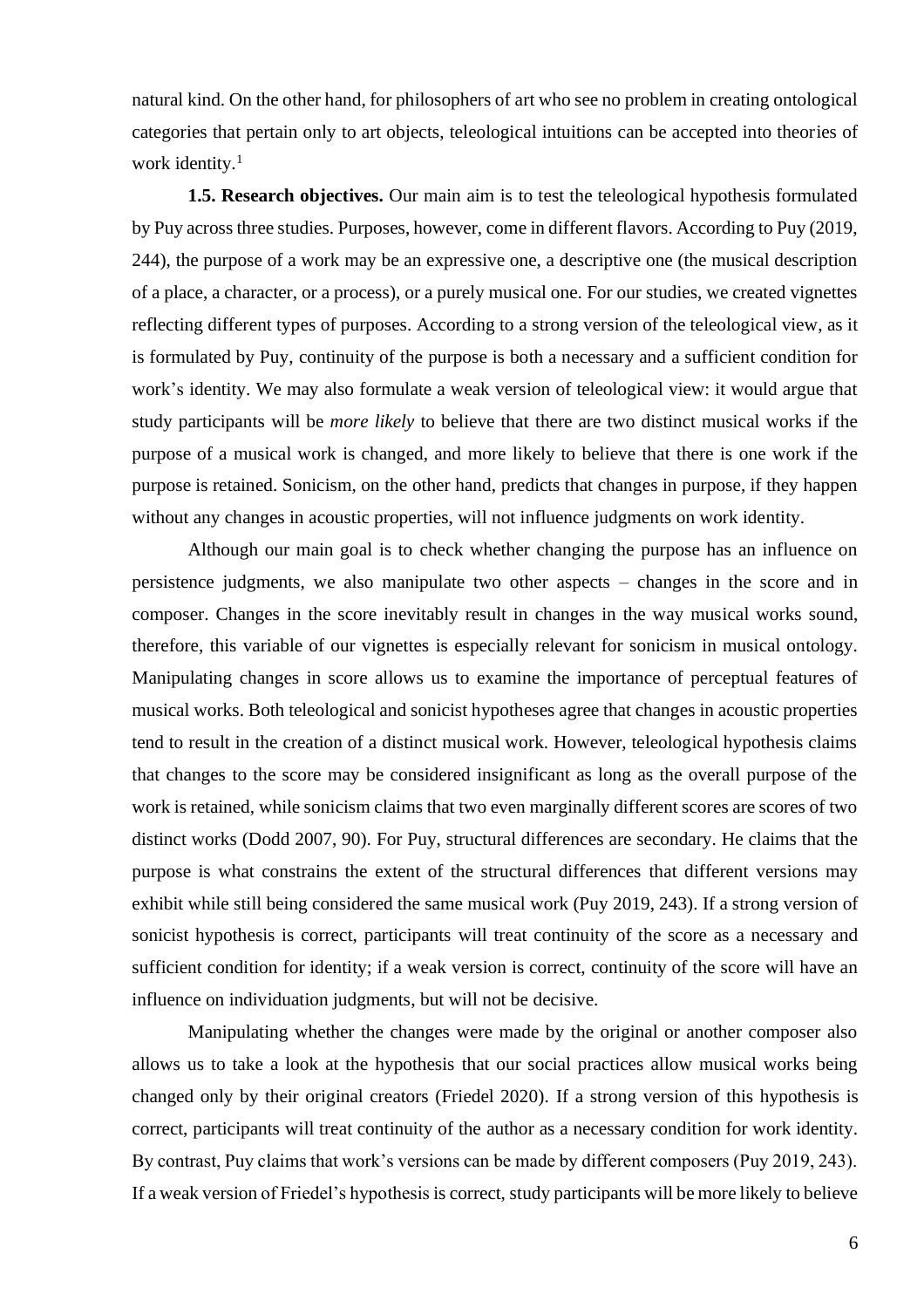natural kind. On the other hand, for philosophers of art who see no problem in creating ontological categories that pertain only to art objects, teleological intuitions can be accepted into theories of work identity.[1]

**1.5. Research objectives.** Our main aim is to test the teleological hypothesis formulated by Puy across three studies. Purposes, however, come in different flavors. According to Puy (2019, 244), the purpose of a work may be an expressive one, a descriptive one (the musical description of a place, a character, or a process), or a purely musical one. For our studies, we created vignettes reflecting different types of purposes. According to a strong version of the teleological view, as it is formulated by Puy, continuity of the purpose is both a necessary and a sufficient condition for work's identity. We may also formulate a weak version of teleological view: it would argue that study participants will be *more likely* to believe that there are two distinct musical works if the purpose of a musical work is changed, and more likely to believe that there is one work if the purpose is retained. Sonicism, on the other hand, predicts that changes in purpose, if they happen without any changes in acoustic properties, will not influence judgments on work identity.

Although our main goal is to check whether changing the purpose has an influence on persistence judgments, we also manipulate two other aspects – changes in the score and in composer. Changes in the score inevitably result in changes in the way musical works sound, therefore, this variable of our vignettes is especially relevant for sonicism in musical ontology. Manipulating changes in score allows us to examine the importance of perceptual features of musical works. Both teleological and sonicist hypotheses agree that changes in acoustic properties tend to result in the creation of a distinct musical work. However, teleological hypothesis claims that changes to the score may be considered insignificant as long as the overall purpose of the work is retained, while sonicism claims that two even marginally different scores are scores of two distinct works (Dodd 2007, 90). For Puy, structural differences are secondary. He claims that the purpose is what constrains the extent of the structural differences that different versions may exhibit while still being considered the same musical work (Puy 2019, 243). If a strong version of sonicist hypothesis is correct, participants will treat continuity of the score as a necessary and sufficient condition for identity; if a weak version is correct, continuity of the score will have an influence on individuation judgments, but will not be decisive.

Manipulating whether the changes were made by the original or another composer also allows us to take a look at the hypothesis that our social practices allow musical works being changed only by their original creators (Friedel 2020). If a strong version of this hypothesis is correct, participants will treat continuity of the author as a necessary condition for work identity. By contrast, Puy claims that work's versions can be made by different composers (Puy 2019, 243). If a weak version of Friedel's hypothesis is correct, study participants will be more likely to believe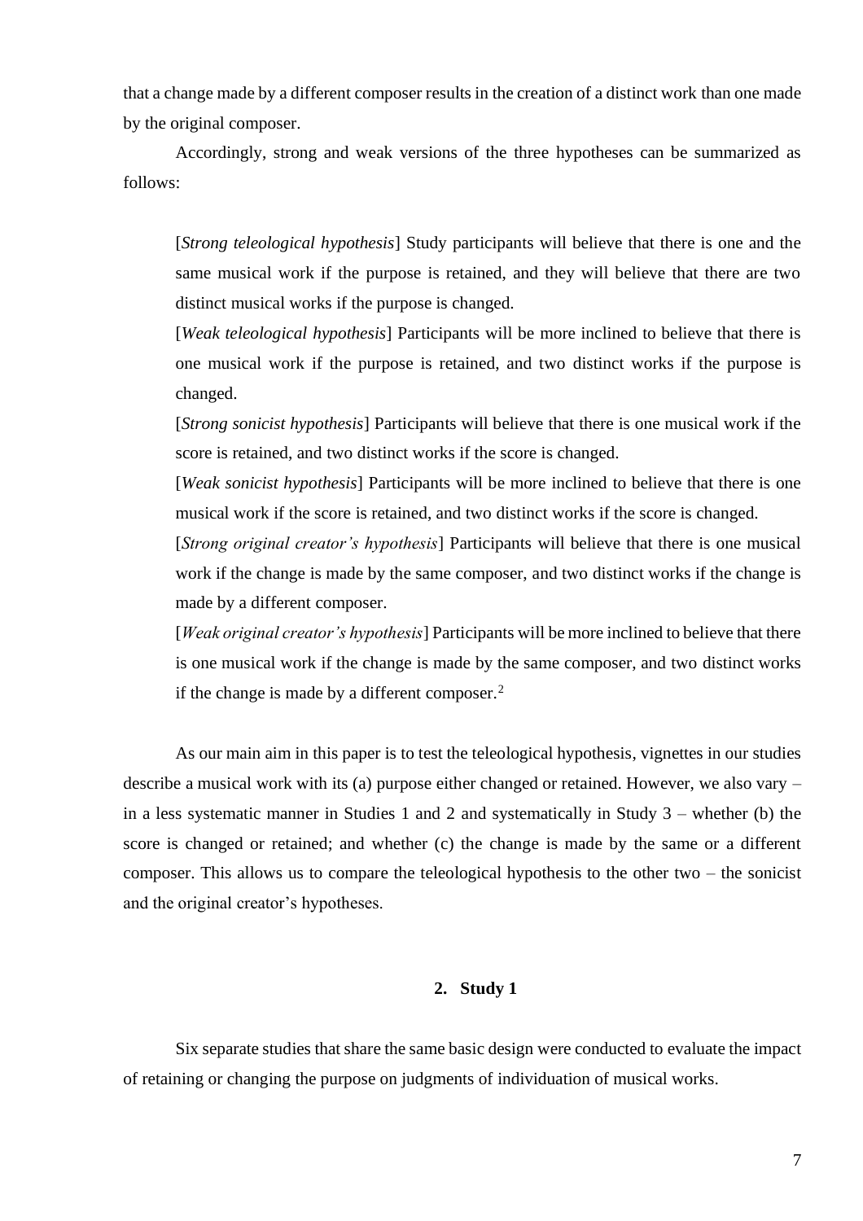that a change made by a different composer results in the creation of a distinct work than one made by the original composer.

Accordingly, strong and weak versions of the three hypotheses can be summarized as follows:

> [*Strong teleological hypothesis*] Study participants will believe that there is one and the same musical work if the purpose is retained, and they will believe that there are two distinct musical works if the purpose is changed.
>
> [*Weak teleological hypothesis*] Participants will be more inclined to believe that there is one musical work if the purpose is retained, and two distinct works if the purpose is changed.
>
> [*Strong sonicist hypothesis*] Participants will believe that there is one musical work if the score is retained, and two distinct works if the score is changed.
>
> [*Weak sonicist hypothesis*] Participants will be more inclined to believe that there is one musical work if the score is retained, and two distinct works if the score is changed.
>
> [*Strong original creator's hypothesis*] Participants will believe that there is one musical work if the change is made by the same composer, and two distinct works if the change is made by a different composer.
>
> [*Weak original creator's hypothesis*] Participants will be more inclined to believe that there is one musical work if the change is made by the same composer, and two distinct works if the change is made by a different composer.[2]

As our main aim in this paper is to test the teleological hypothesis, vignettes in our studies describe a musical work with its (a) purpose either changed or retained. However, we also vary – in a less systematic manner in Studies 1 and 2 and systematically in Study 3 – whether (b) the score is changed or retained; and whether (c) the change is made by the same or a different composer. This allows us to compare the teleological hypothesis to the other two – the sonicist and the original creator's hypotheses.

## 2. Study 1

Six separate studies that share the same basic design were conducted to evaluate the impact of retaining or changing the purpose on judgments of individuation of musical works.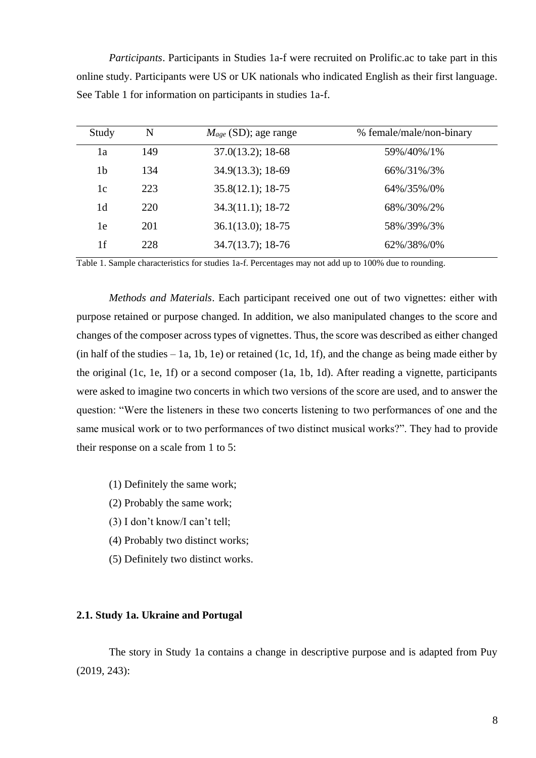*Participants*. Participants in Studies 1a-f were recruited on Prolific.ac to take part in this online study. Participants were US or UK nationals who indicated English as their first language. See Table 1 for information on participants in studies 1a-f.

| Study | N | $M_{age}$ (SD); age range | % female/male/non-binary |
|---|---|---|---|
| 1a | 149 | 37.0(13.2); 18-68 | 59%/40%/1% |
| 1b | 134 | 34.9(13.3); 18-69 | 66%/31%/3% |
| 1c | 223 | 35.8(12.1); 18-75 | 64%/35%/0% |
| 1d | 220 | 34.3(11.1); 18-72 | 68%/30%/2% |
| 1e | 201 | 36.1(13.0); 18-75 | 58%/39%/3% |
| 1f | 228 | 34.7(13.7); 18-76 | 62%/38%/0% |

Table 1. Sample characteristics for studies 1a-f. Percentages may not add up to 100% due to rounding.

*Methods and Materials*. Each participant received one out of two vignettes: either with purpose retained or purpose changed. In addition, we also manipulated changes to the score and changes of the composer across types of vignettes. Thus, the score was described as either changed (in half of the studies – 1a, 1b, 1e) or retained (1c, 1d, 1f), and the change as being made either by the original (1c, 1e, 1f) or a second composer (1a, 1b, 1d). After reading a vignette, participants were asked to imagine two concerts in which two versions of the score are used, and to answer the question: "Were the listeners in these two concerts listening to two performances of one and the same musical work or to two performances of two distinct musical works?". They had to provide their response on a scale from 1 to 5:

(1) Definitely the same work;
(2) Probably the same work;
(3) I don't know/I can't tell;
(4) Probably two distinct works;
(5) Definitely two distinct works.

### 2.1. Study 1a. Ukraine and Portugal

The story in Study 1a contains a change in descriptive purpose and is adapted from Puy (2019, 243):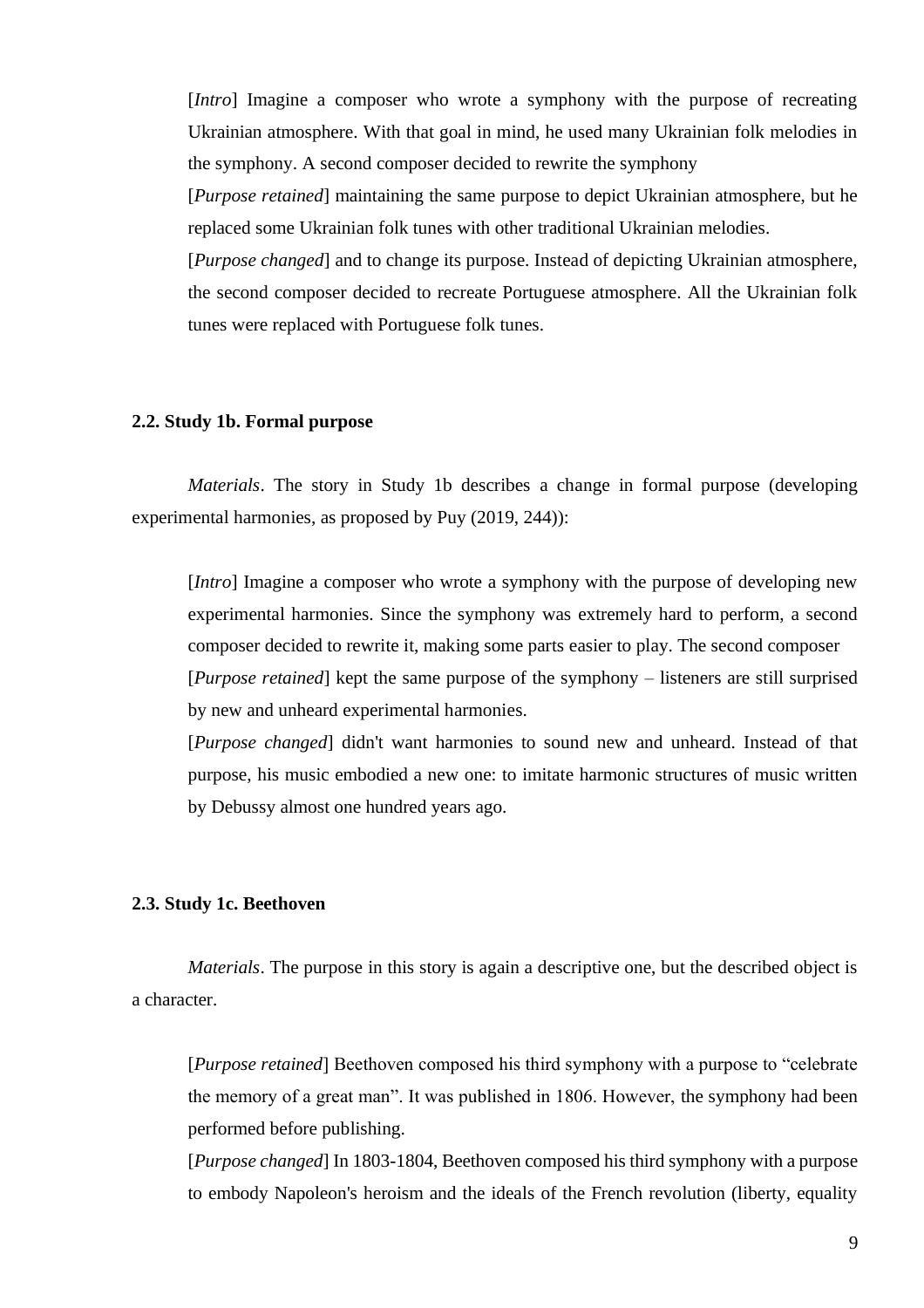[*Intro*] Imagine a composer who wrote a symphony with the purpose of recreating Ukrainian atmosphere. With that goal in mind, he used many Ukrainian folk melodies in the symphony. A second composer decided to rewrite the symphony

[*Purpose retained*] maintaining the same purpose to depict Ukrainian atmosphere, but he replaced some Ukrainian folk tunes with other traditional Ukrainian melodies.

[*Purpose changed*] and to change its purpose. Instead of depicting Ukrainian atmosphere, the second composer decided to recreate Portuguese atmosphere. All the Ukrainian folk tunes were replaced with Portuguese folk tunes.

### 2.2. Study 1b. Formal purpose

*Materials*. The story in Study 1b describes a change in formal purpose (developing experimental harmonies, as proposed by Puy (2019, 244)):

[*Intro*] Imagine a composer who wrote a symphony with the purpose of developing new experimental harmonies. Since the symphony was extremely hard to perform, a second composer decided to rewrite it, making some parts easier to play. The second composer

[*Purpose retained*] kept the same purpose of the symphony – listeners are still surprised by new and unheard experimental harmonies.

[*Purpose changed*] didn't want harmonies to sound new and unheard. Instead of that purpose, his music embodied a new one: to imitate harmonic structures of music written by Debussy almost one hundred years ago.

### 2.3. Study 1c. Beethoven

*Materials*. The purpose in this story is again a descriptive one, but the described object is a character.

[*Purpose retained*] Beethoven composed his third symphony with a purpose to "celebrate the memory of a great man". It was published in 1806. However, the symphony had been performed before publishing.

[*Purpose changed*] In 1803-1804, Beethoven composed his third symphony with a purpose to embody Napoleon's heroism and the ideals of the French revolution (liberty, equality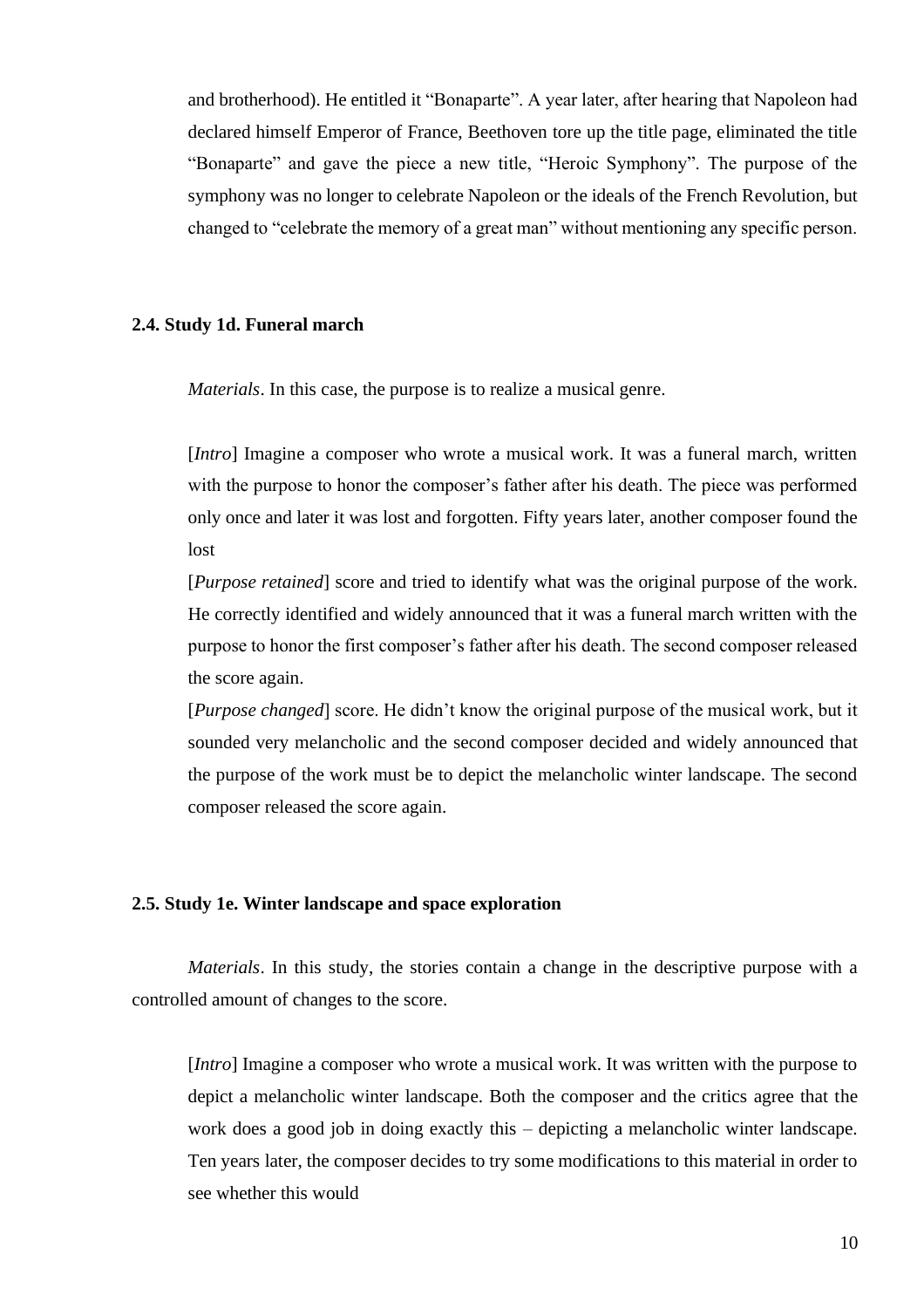and brotherhood). He entitled it “Bonaparte”. A year later, after hearing that Napoleon had declared himself Emperor of France, Beethoven tore up the title page, eliminated the title “Bonaparte” and gave the piece a new title, “Heroic Symphony”. The purpose of the symphony was no longer to celebrate Napoleon or the ideals of the French Revolution, but changed to “celebrate the memory of a great man” without mentioning any specific person.

### 2.4. Study 1d. Funeral march

*Materials*. In this case, the purpose is to realize a musical genre.

[*Intro*] Imagine a composer who wrote a musical work. It was a funeral march, written with the purpose to honor the composer’s father after his death. The piece was performed only once and later it was lost and forgotten. Fifty years later, another composer found the lost

[*Purpose retained*] score and tried to identify what was the original purpose of the work. He correctly identified and widely announced that it was a funeral march written with the purpose to honor the first composer’s father after his death. The second composer released the score again.

[*Purpose changed*] score. He didn’t know the original purpose of the musical work, but it sounded very melancholic and the second composer decided and widely announced that the purpose of the work must be to depict the melancholic winter landscape. The second composer released the score again.

### 2.5. Study 1e. Winter landscape and space exploration

*Materials*. In this study, the stories contain a change in the descriptive purpose with a controlled amount of changes to the score.

[*Intro*] Imagine a composer who wrote a musical work. It was written with the purpose to depict a melancholic winter landscape. Both the composer and the critics agree that the work does a good job in doing exactly this – depicting a melancholic winter landscape. Ten years later, the composer decides to try some modifications to this material in order to see whether this would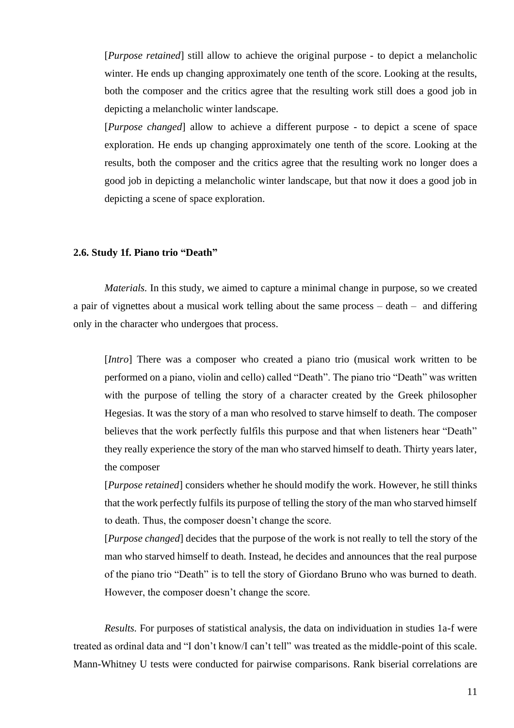[*Purpose retained*] still allow to achieve the original purpose - to depict a melancholic winter. He ends up changing approximately one tenth of the score. Looking at the results, both the composer and the critics agree that the resulting work still does a good job in depicting a melancholic winter landscape.

[*Purpose changed*] allow to achieve a different purpose - to depict a scene of space exploration. He ends up changing approximately one tenth of the score. Looking at the results, both the composer and the critics agree that the resulting work no longer does a good job in depicting a melancholic winter landscape, but that now it does a good job in depicting a scene of space exploration.

### 2.6. Study 1f. Piano trio "Death"

*Materials.* In this study, we aimed to capture a minimal change in purpose, so we created a pair of vignettes about a musical work telling about the same process – death – and differing only in the character who undergoes that process.

[*Intro*] There was a composer who created a piano trio (musical work written to be performed on a piano, violin and cello) called "Death". The piano trio "Death" was written with the purpose of telling the story of a character created by the Greek philosopher Hegesias. It was the story of a man who resolved to starve himself to death. The composer believes that the work perfectly fulfils this purpose and that when listeners hear "Death" they really experience the story of the man who starved himself to death. Thirty years later, the composer

[*Purpose retained*] considers whether he should modify the work. However, he still thinks that the work perfectly fulfils its purpose of telling the story of the man who starved himself to death. Thus, the composer doesn't change the score.

[*Purpose changed*] decides that the purpose of the work is not really to tell the story of the man who starved himself to death. Instead, he decides and announces that the real purpose of the piano trio "Death" is to tell the story of Giordano Bruno who was burned to death. However, the composer doesn't change the score.

*Results.* For purposes of statistical analysis, the data on individuation in studies 1a-f were treated as ordinal data and "I don't know/I can't tell" was treated as the middle-point of this scale. Mann-Whitney U tests were conducted for pairwise comparisons. Rank biserial correlations are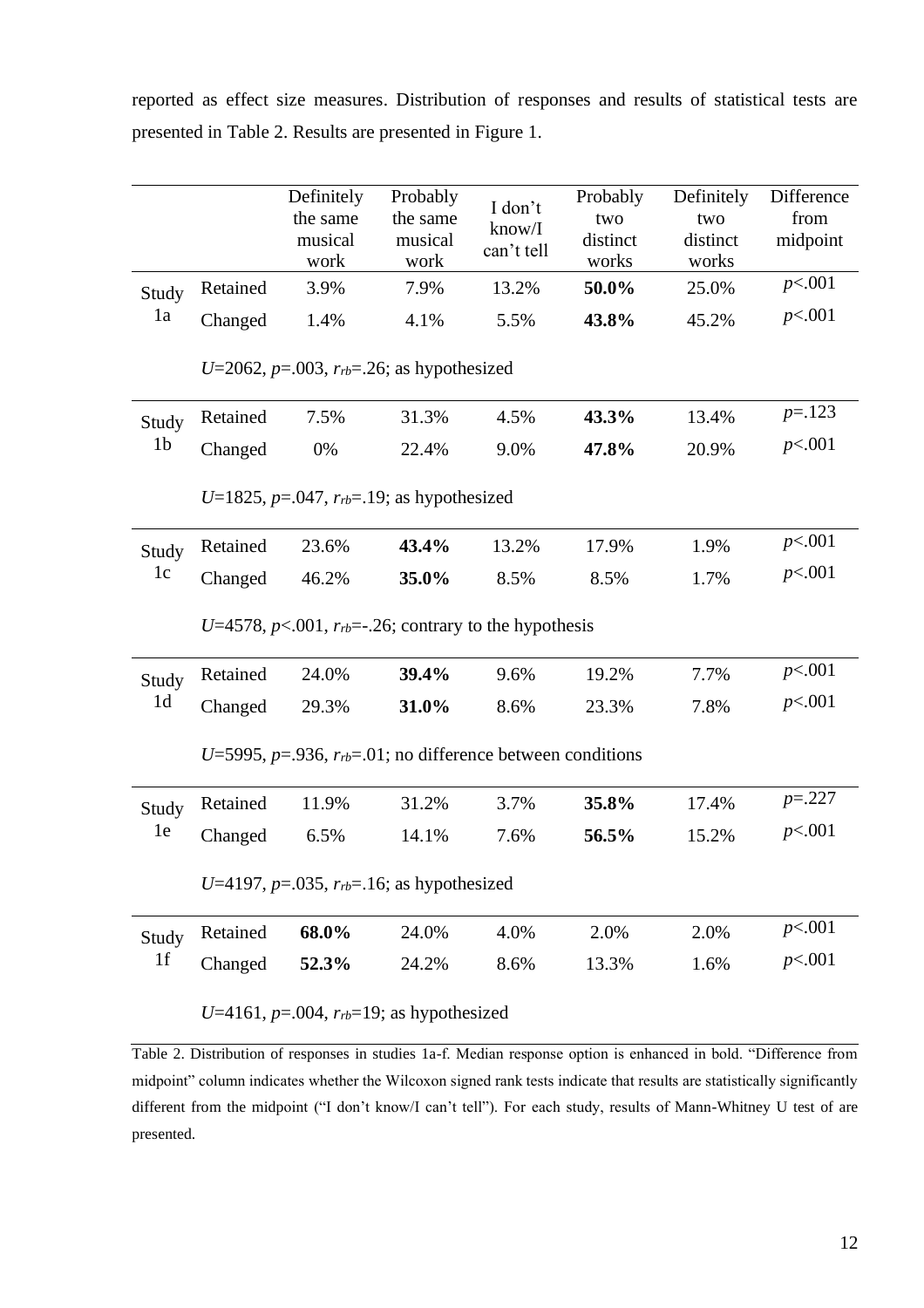reported as effect size measures. Distribution of responses and results of statistical tests are presented in Table 2. Results are presented in Figure 1.

| | | Definitely the same musical work | Probably the same musical work | I don't know/I can't tell | Probably two distinct works | Definitely two distinct works | Difference from midpoint |
|---|---|---|---|---|---|---|---|
| Study 1a | Retained | 3.9% | 7.9% | 13.2% | **50.0%** | 25.0% | $p<.001$ |
| | Changed | 1.4% | 4.1% | 5.5% | **43.8%** | 45.2% | $p<.001$ |
| | $U=2062$, $p=.003$, $r_{rb}=.26$; as hypothesized | | | | | | |
| Study 1b | Retained | 7.5% | 31.3% | 4.5% | **43.3%** | 13.4% | $p=.123$ |
| | Changed | 0% | 22.4% | 9.0% | **47.8%** | 20.9% | $p<.001$ |
| | $U=1825$, $p=.047$, $r_{rb}=.19$; as hypothesized | | | | | | |
| Study 1c | Retained | 23.6% | **43.4%** | 13.2% | 17.9% | 1.9% | $p<.001$ |
| | Changed | 46.2% | **35.0%** | 8.5% | 8.5% | 1.7% | $p<.001$ |
| | $U=4578$, $p<.001$, $r_{rb}=-.26$; contrary to the hypothesis | | | | | | |
| Study 1d | Retained | 24.0% | **39.4%** | 9.6% | 19.2% | 7.7% | $p<.001$ |
| | Changed | 29.3% | **31.0%** | 8.6% | 23.3% | 7.8% | $p<.001$ |
| | $U=5995$, $p=.936$, $r_{rb}=.01$; no difference between conditions | | | | | | |
| Study 1e | Retained | 11.9% | 31.2% | 3.7% | **35.8%** | 17.4% | $p=.227$ |
| | Changed | 6.5% | 14.1% | 7.6% | **56.5%** | 15.2% | $p<.001$ |
| | $U=4197$, $p=.035$, $r_{rb}=.16$; as hypothesized | | | | | | |
| Study 1f | Retained | **68.0%** | 24.0% | 4.0% | 2.0% | 2.0% | $p<.001$ |
| | Changed | **52.3%** | 24.2% | 8.6% | 13.3% | 1.6% | $p<.001$ |
| | $U=4161$, $p=.004$, $r_{rb}=19$; as hypothesized | | | | | | |

Table 2. Distribution of responses in studies 1a-f. Median response option is enhanced in bold. "Difference from midpoint" column indicates whether the Wilcoxon signed rank tests indicate that results are statistically significantly different from the midpoint ("I don't know/I can't tell"). For each study, results of Mann-Whitney U test of are presented.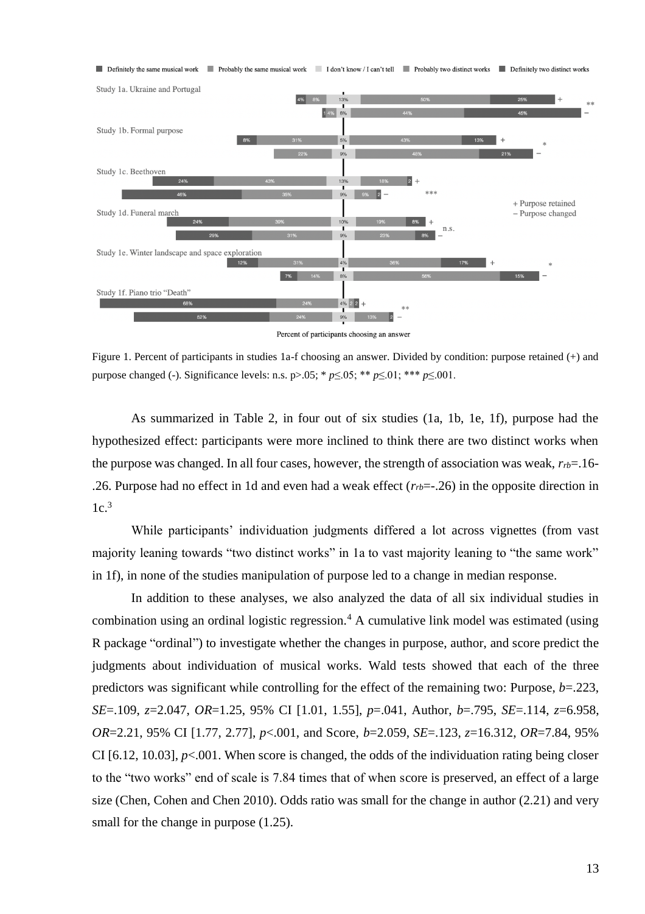Figure 1. Percent of participants in studies 1a-f choosing an answer. Divided by condition: purpose retained (+) and purpose changed (-). Significance levels: n.s. p>.05; * $p \leq .05$; ** $p \leq .01$; *** $p \leq .001$.

As summarized in Table 2, in four out of six studies (1a, 1b, 1e, 1f), purpose had the hypothesized effect: participants were more inclined to think there are two distinct works when the purpose was changed. In all four cases, however, the strength of association was weak, $r_{rb}$=.16-.26. Purpose had no effect in 1d and even had a weak effect ($r_{rb}$=-.26) in the opposite direction in 1c.[3]

While participants' individuation judgments differed a lot across vignettes (from vast majority leaning towards "two distinct works" in 1a to vast majority leaning to "the same work" in 1f), in none of the studies manipulation of purpose led to a change in median response.

In addition to these analyses, we also analyzed the data of all six individual studies in combination using an ordinal logistic regression.[4] A cumulative link model was estimated (using R package "ordinal") to investigate whether the changes in purpose, author, and score predict the judgments about individuation of musical works. Wald tests showed that each of the three predictors was significant while controlling for the effect of the remaining two: Purpose, $b$=.223, $SE$=.109, $z$=2.047, $OR$=1.25, 95% CI [1.01, 1.55], $p$=.041, Author, $b$=.795, $SE$=.114, $z$=6.958, $OR$=2.21, 95% CI [1.77, 2.77], $p$<.001, and Score, $b$=2.059, $SE$=.123, $z$=16.312, $OR$=7.84, 95% CI [6.12, 10.03], $p$<.001. When score is changed, the odds of the individuation rating being closer to the "two works" end of scale is 7.84 times that of when score is preserved, an effect of a large size (Chen, Cohen and Chen 2010). Odds ratio was small for the change in author (2.21) and very small for the change in purpose (1.25).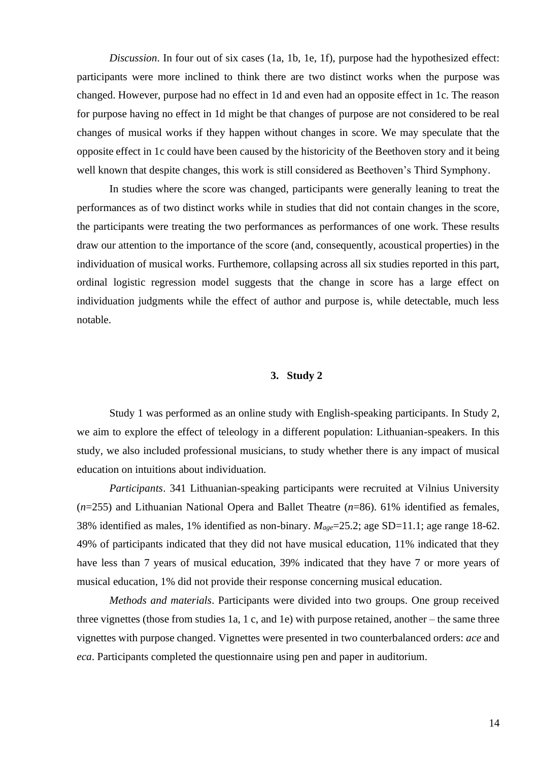*Discussion*. In four out of six cases (1a, 1b, 1e, 1f), purpose had the hypothesized effect: participants were more inclined to think there are two distinct works when the purpose was changed. However, purpose had no effect in 1d and even had an opposite effect in 1c. The reason for purpose having no effect in 1d might be that changes of purpose are not considered to be real changes of musical works if they happen without changes in score. We may speculate that the opposite effect in 1c could have been caused by the historicity of the Beethoven story and it being well known that despite changes, this work is still considered as Beethoven's Third Symphony.

In studies where the score was changed, participants were generally leaning to treat the performances as of two distinct works while in studies that did not contain changes in the score, the participants were treating the two performances as performances of one work. These results draw our attention to the importance of the score (and, consequently, acoustical properties) in the individuation of musical works. Futhemore, collapsing across all six studies reported in this part, ordinal logistic regression model suggests that the change in score has a large effect on individuation judgments while the effect of author and purpose is, while detectable, much less notable.

## 3. Study 2

Study 1 was performed as an online study with English-speaking participants. In Study 2, we aim to explore the effect of teleology in a different population: Lithuanian-speakers. In this study, we also included professional musicians, to study whether there is any impact of musical education on intuitions about individuation.

*Participants*. 341 Lithuanian-speaking participants were recruited at Vilnius University ($n$=255) and Lithuanian National Opera and Ballet Theatre ($n$=86). 61% identified as females, 38% identified as males, 1% identified as non-binary. $M_{age}$=25.2; age SD=11.1; age range 18-62. 49% of participants indicated that they did not have musical education, 11% indicated that they have less than 7 years of musical education, 39% indicated that they have 7 or more years of musical education, 1% did not provide their response concerning musical education.

*Methods and materials*. Participants were divided into two groups. One group received three vignettes (those from studies 1a, 1 c, and 1e) with purpose retained, another – the same three vignettes with purpose changed. Vignettes were presented in two counterbalanced orders: *ace* and *eca*. Participants completed the questionnaire using pen and paper in auditorium.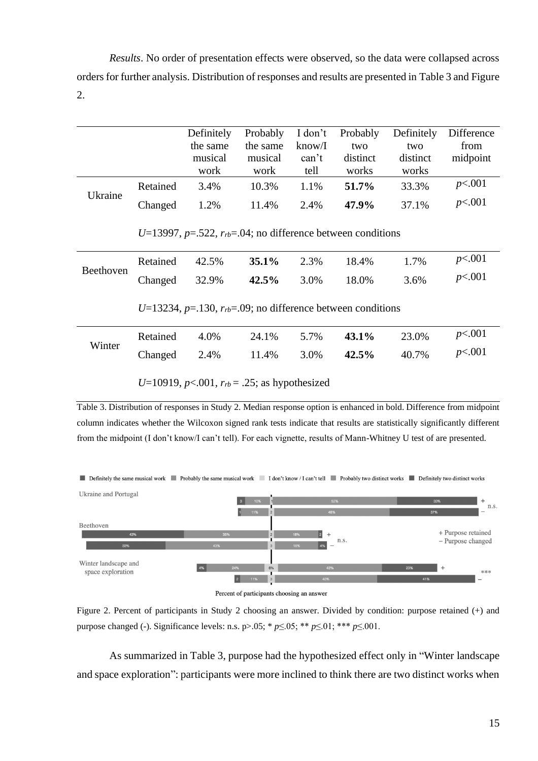*Results*. No order of presentation effects were observed, so the data were collapsed across orders for further analysis. Distribution of responses and results are presented in Table 3 and Figure 2.

| | | Definitely the same musical work | Probably the same musical work | I don't know/I can't tell | Probably two distinct works | Definitely two distinct works | Difference from midpoint |
|---|---|---|---|---|---|---|---|
| Ukraine | Retained | 3.4% | 10.3% | 1.1% | **51.7%** | 33.3% | $p<.001$ |
| | Changed | 1.2% | 11.4% | 2.4% | **47.9%** | 37.1% | $p<.001$ |
| | $U$=13997, $p$=.522, $r_{rb}$=.04; no difference between conditions | | | | | | |
| Beethoven | Retained | 42.5% | **35.1%** | 2.3% | 18.4% | 1.7% | $p<.001$ |
| | Changed | 32.9% | **42.5%** | 3.0% | 18.0% | 3.6% | $p<.001$ |
| | $U$=13234, $p$=.130, $r_{rb}$=.09; no difference between conditions | | | | | | |
| Winter | Retained | 4.0% | 24.1% | 5.7% | **43.1%** | 23.0% | $p<.001$ |
| | Changed | 2.4% | 11.4% | 3.0% | **42.5%** | 40.7% | $p<.001$ |
| | $U$=10919, $p$<.001, $r_{rb}$ = .25; as hypothesized | | | | | | |

Table 3. Distribution of responses in Study 2. Median response option is enhanced in bold. Difference from midpoint column indicates whether the Wilcoxon signed rank tests indicate that results are statistically significantly different from the midpoint (I don't know/I can't tell). For each vignette, results of Mann-Whitney U test of are presented.

Figure 2. Percent of participants in Study 2 choosing an answer. Divided by condition: purpose retained (+) and purpose changed (-). Significance levels: n.s. p>.05; * $p≤.05$; ** $p≤.01$; *** $p≤.001$.

As summarized in Table 3, purpose had the hypothesized effect only in "Winter landscape and space exploration": participants were more inclined to think there are two distinct works when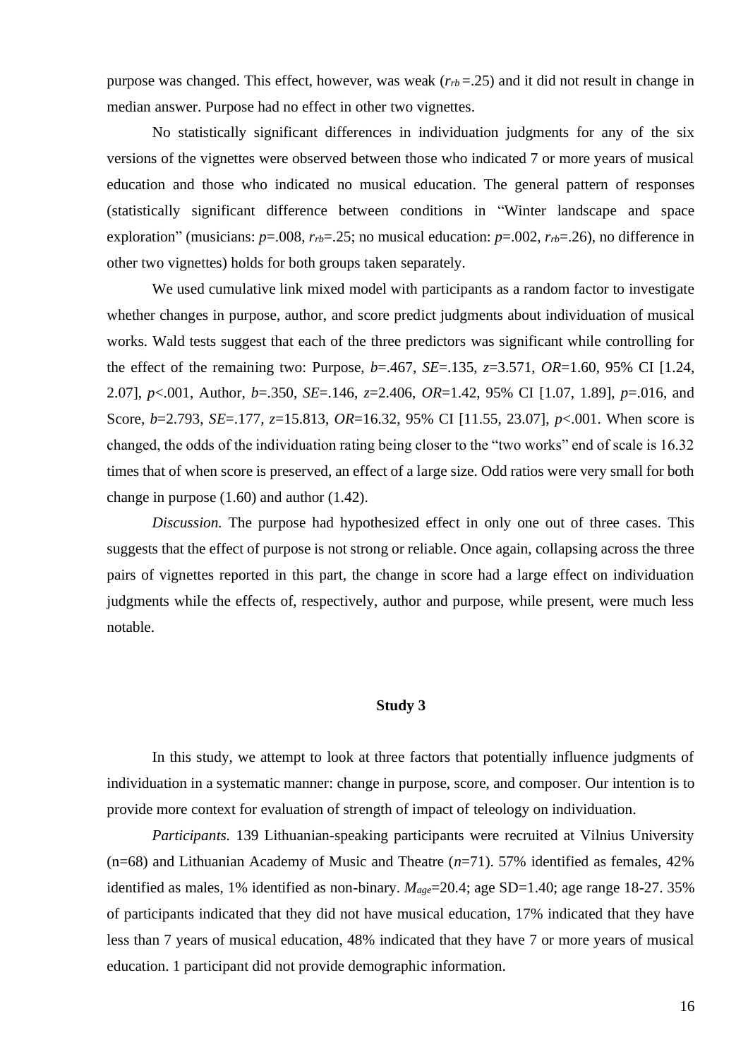purpose was changed. This effect, however, was weak ($r_{rb}$=.25) and it did not result in change in median answer. Purpose had no effect in other two vignettes.

No statistically significant differences in individuation judgments for any of the six versions of the vignettes were observed between those who indicated 7 or more years of musical education and those who indicated no musical education. The general pattern of responses (statistically significant difference between conditions in "Winter landscape and space exploration" (musicians: $p$=.008, $r_{rb}$=.25; no musical education: $p$=.002, $r_{rb}$=.26), no difference in other two vignettes) holds for both groups taken separately.

We used cumulative link mixed model with participants as a random factor to investigate whether changes in purpose, author, and score predict judgments about individuation of musical works. Wald tests suggest that each of the three predictors was significant while controlling for the effect of the remaining two: Purpose, $b$=.467, $SE$=.135, $z$=3.571, $OR$=1.60, 95% CI [1.24, 2.07], $p$<.001, Author, $b$=.350, $SE$=.146, $z$=2.406, $OR$=1.42, 95% CI [1.07, 1.89], $p$=.016, and Score, $b$=2.793, $SE$=.177, $z$=15.813, $OR$=16.32, 95% CI [11.55, 23.07], $p$<.001. When score is changed, the odds of the individuation rating being closer to the "two works" end of scale is 16.32 times that of when score is preserved, an effect of a large size. Odd ratios were very small for both change in purpose (1.60) and author (1.42).

*Discussion.* The purpose had hypothesized effect in only one out of three cases. This suggests that the effect of purpose is not strong or reliable. Once again, collapsing across the three pairs of vignettes reported in this part, the change in score had a large effect on individuation judgments while the effects of, respectively, author and purpose, while present, were much less notable.

## Study 3

In this study, we attempt to look at three factors that potentially influence judgments of individuation in a systematic manner: change in purpose, score, and composer. Our intention is to provide more context for evaluation of strength of impact of teleology on individuation.

*Participants.* 139 Lithuanian-speaking participants were recruited at Vilnius University (n=68) and Lithuanian Academy of Music and Theatre ($n$=71). 57% identified as females, 42% identified as males, 1% identified as non-binary. $M_{age}$=20.4; age SD=1.40; age range 18-27. 35% of participants indicated that they did not have musical education, 17% indicated that they have less than 7 years of musical education, 48% indicated that they have 7 or more years of musical education. 1 participant did not provide demographic information.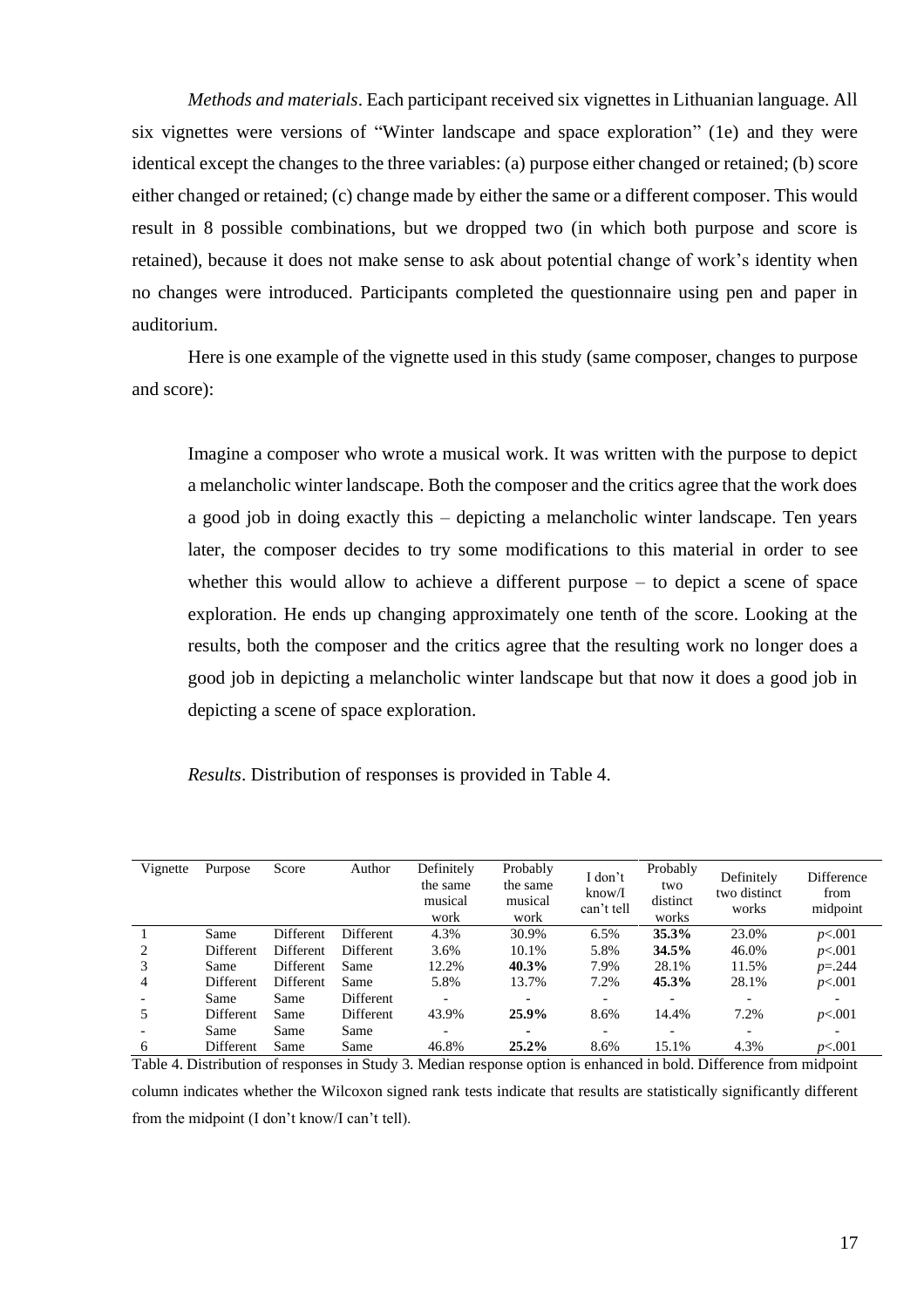*Methods and materials*. Each participant received six vignettes in Lithuanian language. All six vignettes were versions of "Winter landscape and space exploration" (1e) and they were identical except the changes to the three variables: (a) purpose either changed or retained; (b) score either changed or retained; (c) change made by either the same or a different composer. This would result in 8 possible combinations, but we dropped two (in which both purpose and score is retained), because it does not make sense to ask about potential change of work's identity when no changes were introduced. Participants completed the questionnaire using pen and paper in auditorium.

Here is one example of the vignette used in this study (same composer, changes to purpose and score):

> Imagine a composer who wrote a musical work. It was written with the purpose to depict a melancholic winter landscape. Both the composer and the critics agree that the work does a good job in doing exactly this – depicting a melancholic winter landscape. Ten years later, the composer decides to try some modifications to this material in order to see whether this would allow to achieve a different purpose – to depict a scene of space exploration. He ends up changing approximately one tenth of the score. Looking at the results, both the composer and the critics agree that the resulting work no longer does a good job in depicting a melancholic winter landscape but that now it does a good job in depicting a scene of space exploration.

*Results*. Distribution of responses is provided in Table 4.

| Vignette | Purpose | Score | Author | Definitely the same musical work | Probably the same musical work | I don't know/I can't tell | Probably two distinct works | Definitely two distinct works | Difference from midpoint |
|---|---|---|---|---|---|---|---|---|---|
| 1 | Same | Different | Different | 4.3% | 30.9% | 6.5% | **35.3%** | 23.0% | $p<.001$ |
| 2 | Different | Different | Different | 3.6% | 10.1% | 5.8% | **34.5%** | 46.0% | $p<.001$ |
| 3 | Same | Different | Same | 12.2% | **40.3%** | 7.9% | 28.1% | 11.5% | $p=.244$ |
| 4 | Different | Different | Same | 5.8% | 13.7% | 7.2% | **45.3%** | 28.1% | $p<.001$ |
| - | Same | Same | Different | - | - | - | - | - | - |
| 5 | Different | Same | Different | 43.9% | **25.9%** | 8.6% | 14.4% | 7.2% | $p<.001$ |
| - | Same | Same | Same | - | - | - | - | - | - |
| 6 | Different | Same | Same | 46.8% | **25.2%** | 8.6% | 15.1% | 4.3% | $p<.001$ |

Table 4. Distribution of responses in Study 3. Median response option is enhanced in bold. Difference from midpoint column indicates whether the Wilcoxon signed rank tests indicate that results are statistically significantly different from the midpoint (I don't know/I can't tell).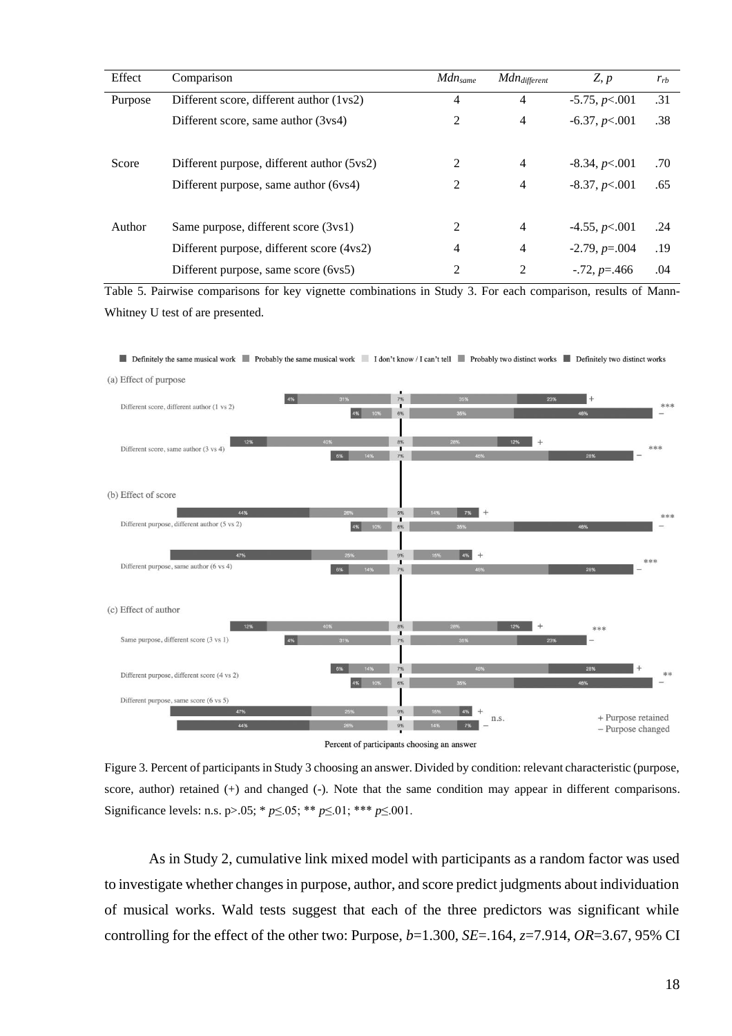| Effect | Comparison | $Mdn_{same}$ | $Mdn_{different}$ | $Z, p$ | $r_{rb}$ |
|---|---|---|---|---|---|
| Purpose | Different score, different author (1vs2) | 4 | 4 | -5.75, $p$<.001 | .31 |
| | Different score, same author (3vs4) | 2 | 4 | -6.37, $p$<.001 | .38 |
| Score | Different purpose, different author (5vs2) | 2 | 4 | -8.34, $p$<.001 | .70 |
| | Different purpose, same author (6vs4) | 2 | 4 | -8.37, $p$<.001 | .65 |
| Author | Same purpose, different score (3vs1) | 2 | 4 | -4.55, $p$<.001 | .24 |
| | Different purpose, different score (4vs2) | 4 | 4 | -2.79, $p$=.004 | .19 |
| | Different purpose, same score (6vs5) | 2 | 2 | -.72, $p$=.466 | .04 |

Table 5. Pairwise comparisons for key vignette combinations in Study 3. For each comparison, results of Mann-Whitney U test of are presented.

Figure 3. Percent of participants in Study 3 choosing an answer. Divided by condition: relevant characteristic (purpose, score, author) retained (+) and changed (-). Note that the same condition may appear in different comparisons. Significance levels: n.s. p>.05; * $p\leq.05$; ** $p\leq.01$; *** $p\leq.001$.

As in Study 2, cumulative link mixed model with participants as a random factor was used to investigate whether changes in purpose, author, and score predict judgments about individuation of musical works. Wald tests suggest that each of the three predictors was significant while controlling for the effect of the other two: Purpose, $b$=1.300, $SE$=.164, $z$=7.914, $OR$=3.67, 95% CI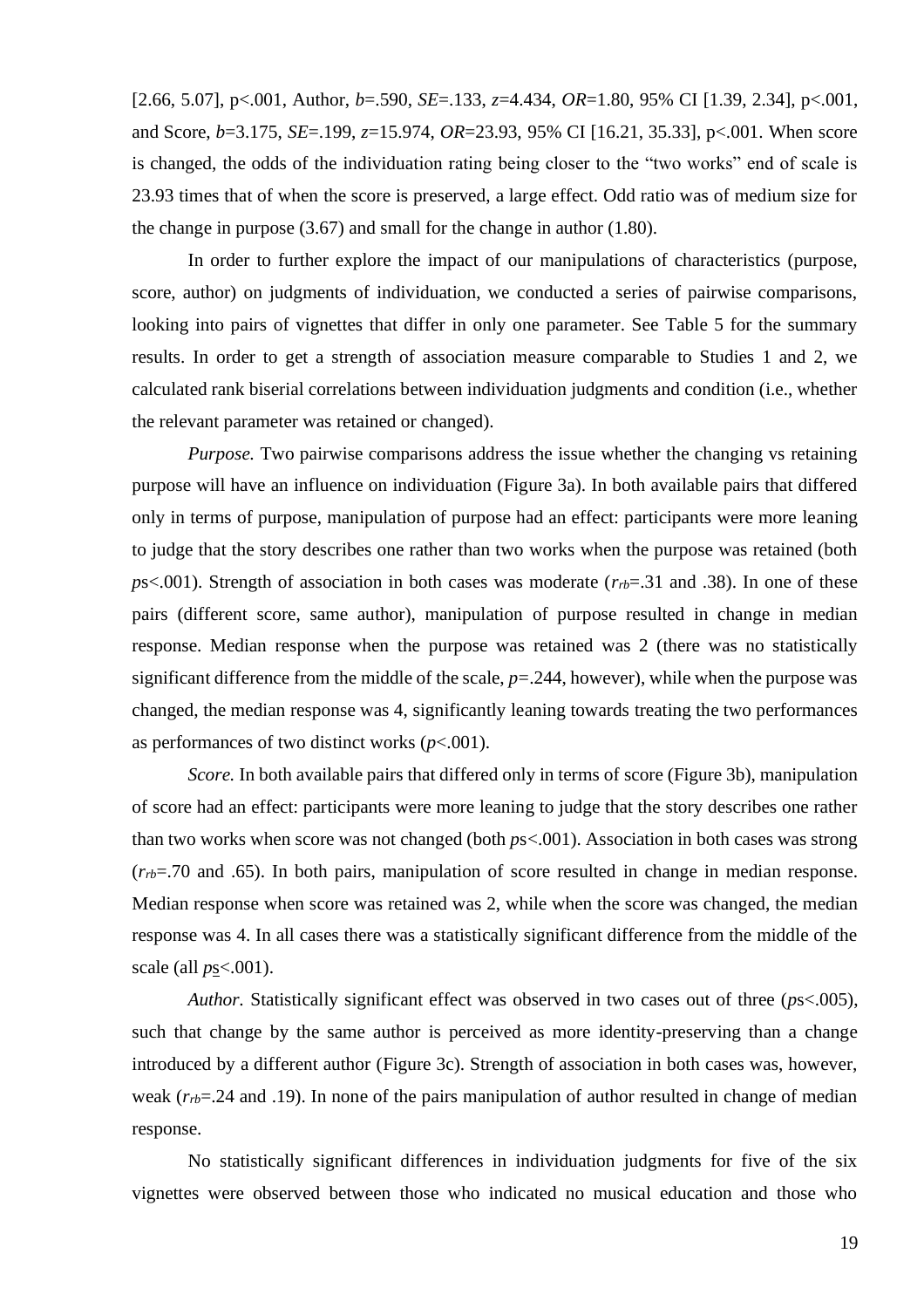[2.66, 5.07], p<.001, Author, $b$=.590, $SE$=.133, $z$=4.434, $OR$=1.80, 95% CI [1.39, 2.34], p<.001, and Score, $b$=3.175, $SE$=.199, $z$=15.974, $OR$=23.93, 95% CI [16.21, 35.33], p<.001. When score is changed, the odds of the individuation rating being closer to the "two works" end of scale is 23.93 times that of when the score is preserved, a large effect. Odd ratio was of medium size for the change in purpose (3.67) and small for the change in author (1.80).

In order to further explore the impact of our manipulations of characteristics (purpose, score, author) on judgments of individuation, we conducted a series of pairwise comparisons, looking into pairs of vignettes that differ in only one parameter. See Table 5 for the summary results. In order to get a strength of association measure comparable to Studies 1 and 2, we calculated rank biserial correlations between individuation judgments and condition (i.e., whether the relevant parameter was retained or changed).

*Purpose.* Two pairwise comparisons address the issue whether the changing vs retaining purpose will have an influence on individuation (Figure 3a). In both available pairs that differed only in terms of purpose, manipulation of purpose had an effect: participants were more leaning to judge that the story describes one rather than two works when the purpose was retained (both $p$s<.001). Strength of association in both cases was moderate ($r_{rb}$=.31 and .38). In one of these pairs (different score, same author), manipulation of purpose resulted in change in median response. Median response when the purpose was retained was 2 (there was no statistically significant difference from the middle of the scale, $p$=.244, however), while when the purpose was changed, the median response was 4, significantly leaning towards treating the two performances as performances of two distinct works ($p$<.001).

*Score.* In both available pairs that differed only in terms of score (Figure 3b), manipulation of score had an effect: participants were more leaning to judge that the story describes one rather than two works when score was not changed (both $p$s<.001). Association in both cases was strong ($r_{rb}$=.70 and .65). In both pairs, manipulation of score resulted in change in median response. Median response when score was retained was 2, while when the score was changed, the median response was 4. In all cases there was a statistically significant difference from the middle of the scale (all $p$s<.001).

*Author.* Statistically significant effect was observed in two cases out of three ($p$s<.005), such that change by the same author is perceived as more identity-preserving than a change introduced by a different author (Figure 3c). Strength of association in both cases was, however, weak ($r_{rb}$=.24 and .19). In none of the pairs manipulation of author resulted in change of median response.

No statistically significant differences in individuation judgments for five of the six vignettes were observed between those who indicated no musical education and those who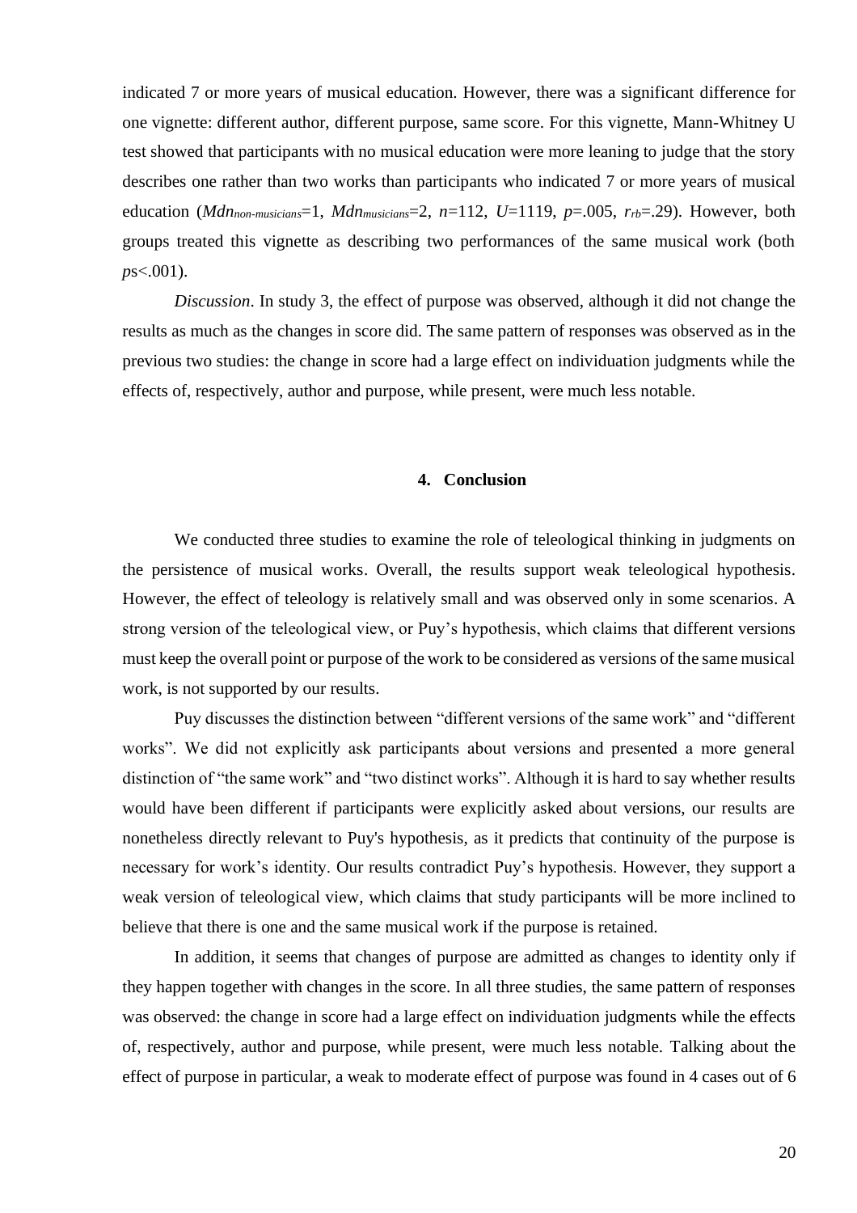indicated 7 or more years of musical education. However, there was a significant difference for one vignette: different author, different purpose, same score. For this vignette, Mann-Whitney U test showed that participants with no musical education were more leaning to judge that the story describes one rather than two works than participants who indicated 7 or more years of musical education ($Mdn_{non\text{-}musicians}$=1, $Mdn_{musicians}$=2, $n$=112, $U$=1119, $p$=.005, $r_{rb}$=.29). However, both groups treated this vignette as describing two performances of the same musical work (both $p$s<.001).

*Discussion*. In study 3, the effect of purpose was observed, although it did not change the results as much as the changes in score did. The same pattern of responses was observed as in the previous two studies: the change in score had a large effect on individuation judgments while the effects of, respectively, author and purpose, while present, were much less notable.

## 4. Conclusion

We conducted three studies to examine the role of teleological thinking in judgments on the persistence of musical works. Overall, the results support weak teleological hypothesis. However, the effect of teleology is relatively small and was observed only in some scenarios. A strong version of the teleological view, or Puy's hypothesis, which claims that different versions must keep the overall point or purpose of the work to be considered as versions of the same musical work, is not supported by our results.

Puy discusses the distinction between "different versions of the same work" and "different works". We did not explicitly ask participants about versions and presented a more general distinction of "the same work" and "two distinct works". Although it is hard to say whether results would have been different if participants were explicitly asked about versions, our results are nonetheless directly relevant to Puy's hypothesis, as it predicts that continuity of the purpose is necessary for work's identity. Our results contradict Puy's hypothesis. However, they support a weak version of teleological view, which claims that study participants will be more inclined to believe that there is one and the same musical work if the purpose is retained.

In addition, it seems that changes of purpose are admitted as changes to identity only if they happen together with changes in the score. In all three studies, the same pattern of responses was observed: the change in score had a large effect on individuation judgments while the effects of, respectively, author and purpose, while present, were much less notable. Talking about the effect of purpose in particular, a weak to moderate effect of purpose was found in 4 cases out of 6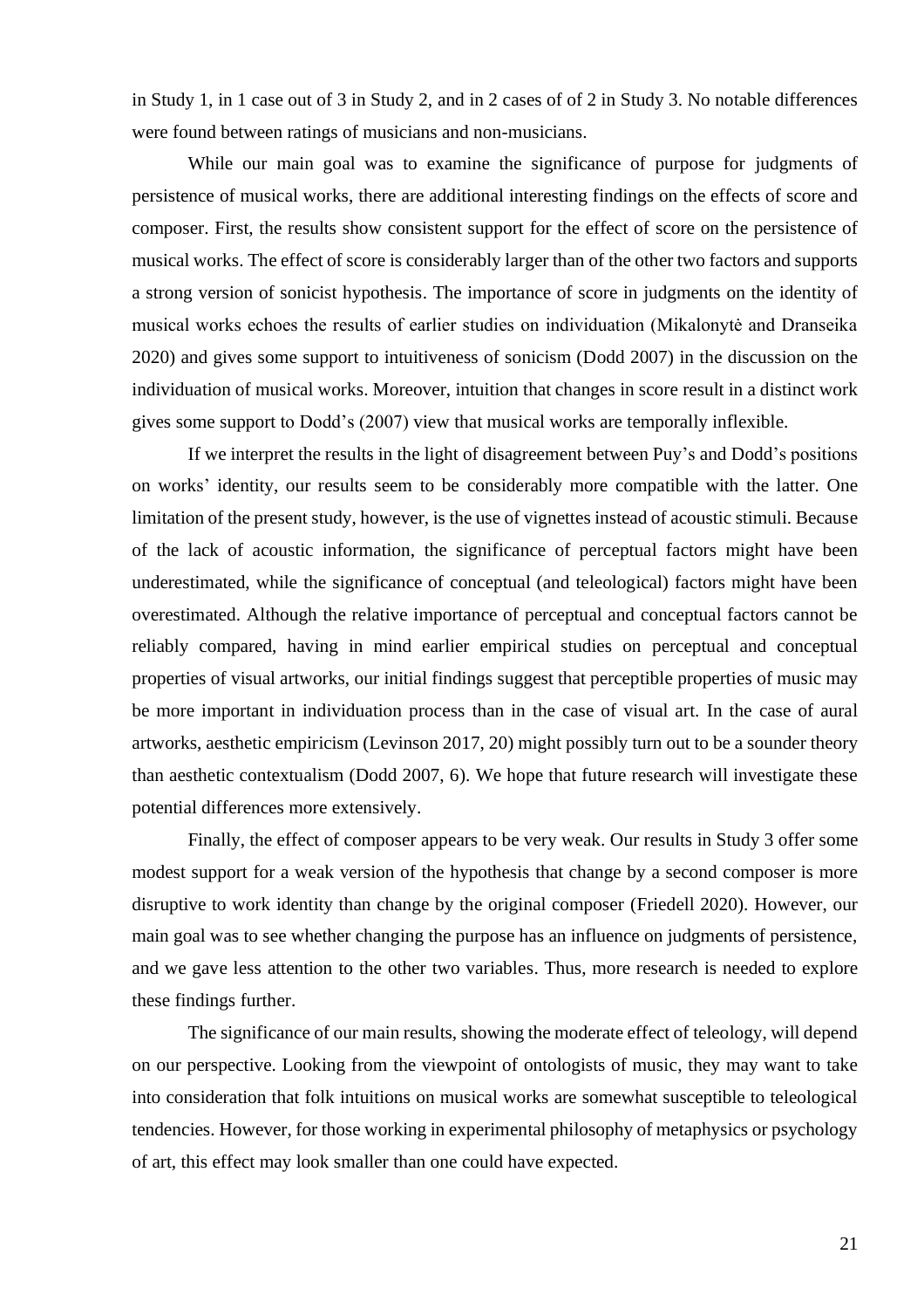in Study 1, in 1 case out of 3 in Study 2, and in 2 cases of of 2 in Study 3. No notable differences were found between ratings of musicians and non-musicians.

While our main goal was to examine the significance of purpose for judgments of persistence of musical works, there are additional interesting findings on the effects of score and composer. First, the results show consistent support for the effect of score on the persistence of musical works. The effect of score is considerably larger than of the other two factors and supports a strong version of sonicist hypothesis. The importance of score in judgments on the identity of musical works echoes the results of earlier studies on individuation (Mikalonytė and Dranseika 2020) and gives some support to intuitiveness of sonicism (Dodd 2007) in the discussion on the individuation of musical works. Moreover, intuition that changes in score result in a distinct work gives some support to Dodd's (2007) view that musical works are temporally inflexible.

If we interpret the results in the light of disagreement between Puy's and Dodd's positions on works' identity, our results seem to be considerably more compatible with the latter. One limitation of the present study, however, is the use of vignettes instead of acoustic stimuli. Because of the lack of acoustic information, the significance of perceptual factors might have been underestimated, while the significance of conceptual (and teleological) factors might have been overestimated. Although the relative importance of perceptual and conceptual factors cannot be reliably compared, having in mind earlier empirical studies on perceptual and conceptual properties of visual artworks, our initial findings suggest that perceptible properties of music may be more important in individuation process than in the case of visual art. In the case of aural artworks, aesthetic empiricism (Levinson 2017, 20) might possibly turn out to be a sounder theory than aesthetic contextualism (Dodd 2007, 6). We hope that future research will investigate these potential differences more extensively.

Finally, the effect of composer appears to be very weak. Our results in Study 3 offer some modest support for a weak version of the hypothesis that change by a second composer is more disruptive to work identity than change by the original composer (Friedell 2020). However, our main goal was to see whether changing the purpose has an influence on judgments of persistence, and we gave less attention to the other two variables. Thus, more research is needed to explore these findings further.

The significance of our main results, showing the moderate effect of teleology, will depend on our perspective. Looking from the viewpoint of ontologists of music, they may want to take into consideration that folk intuitions on musical works are somewhat susceptible to teleological tendencies. However, for those working in experimental philosophy of metaphysics or psychology of art, this effect may look smaller than one could have expected.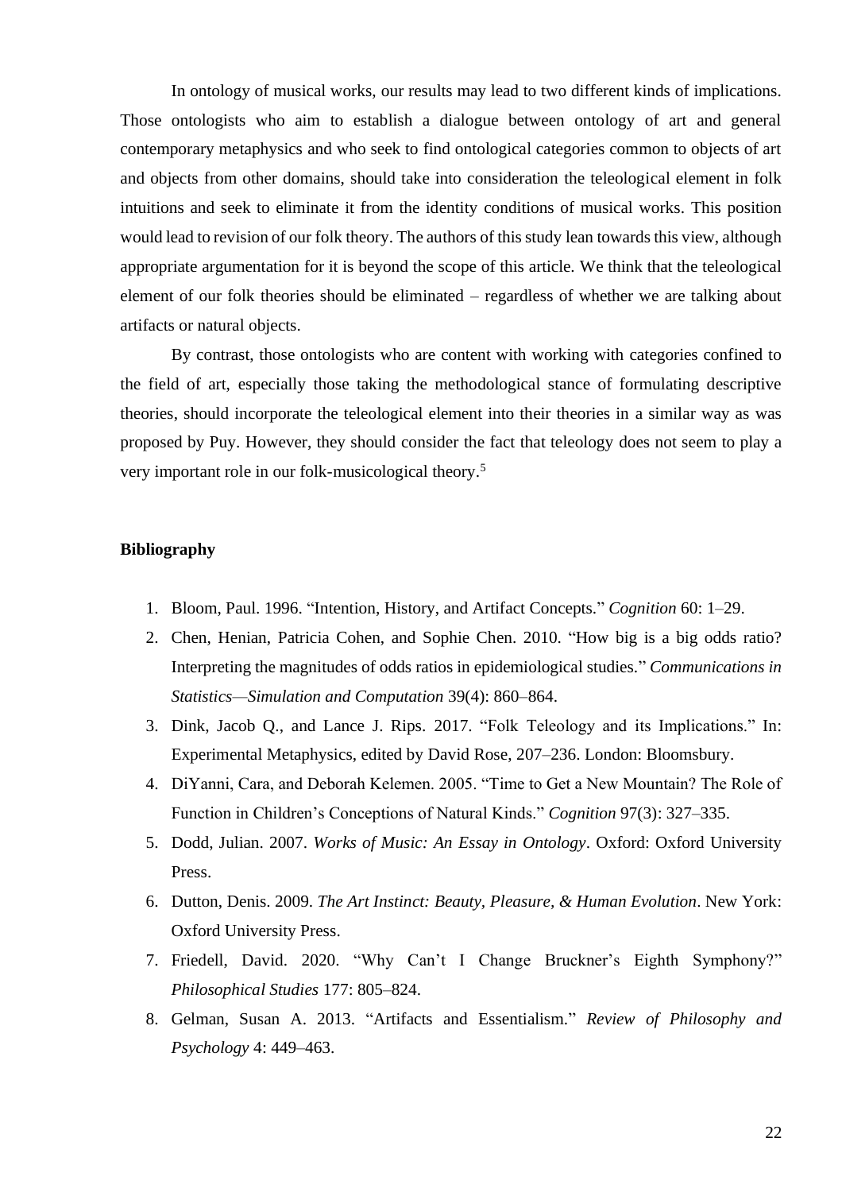In ontology of musical works, our results may lead to two different kinds of implications. Those ontologists who aim to establish a dialogue between ontology of art and general contemporary metaphysics and who seek to find ontological categories common to objects of art and objects from other domains, should take into consideration the teleological element in folk intuitions and seek to eliminate it from the identity conditions of musical works. This position would lead to revision of our folk theory. The authors of this study lean towards this view, although appropriate argumentation for it is beyond the scope of this article. We think that the teleological element of our folk theories should be eliminated – regardless of whether we are talking about artifacts or natural objects.

By contrast, those ontologists who are content with working with categories confined to the field of art, especially those taking the methodological stance of formulating descriptive theories, should incorporate the teleological element into their theories in a similar way as was proposed by Puy. However, they should consider the fact that teleology does not seem to play a very important role in our folk-musicological theory.[5]

## Bibliography

1. Bloom, Paul. 1996. "Intention, History, and Artifact Concepts." *Cognition* 60: 1–29.
2. Chen, Henian, Patricia Cohen, and Sophie Chen. 2010. "How big is a big odds ratio? Interpreting the magnitudes of odds ratios in epidemiological studies." *Communications in Statistics—Simulation and Computation* 39(4): 860–864.
3. Dink, Jacob Q., and Lance J. Rips. 2017. "Folk Teleology and its Implications." In: Experimental Metaphysics, edited by David Rose, 207–236. London: Bloomsbury.
4. DiYanni, Cara, and Deborah Kelemen. 2005. "Time to Get a New Mountain? The Role of Function in Children's Conceptions of Natural Kinds." *Cognition* 97(3): 327–335.
5. Dodd, Julian. 2007. *Works of Music: An Essay in Ontology*. Oxford: Oxford University Press.
6. Dutton, Denis. 2009. *The Art Instinct: Beauty, Pleasure, & Human Evolution*. New York: Oxford University Press.
7. Friedell, David. 2020. "Why Can't I Change Bruckner's Eighth Symphony?" *Philosophical Studies* 177: 805–824.
8. Gelman, Susan A. 2013. "Artifacts and Essentialism." *Review of Philosophy and Psychology* 4: 449–463.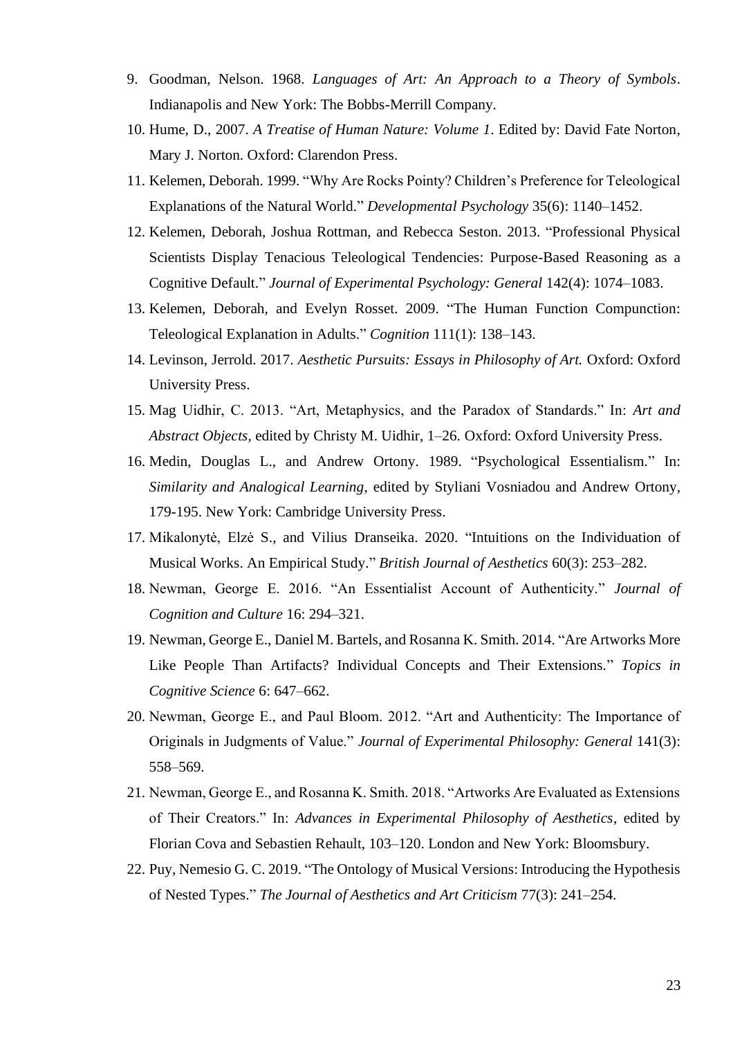9. Goodman, Nelson. 1968. *Languages of Art: An Approach to a Theory of Symbols*. Indianapolis and New York: The Bobbs-Merrill Company.
10. Hume, D., 2007. *A Treatise of Human Nature: Volume 1*. Edited by: David Fate Norton, Mary J. Norton. Oxford: Clarendon Press.
11. Kelemen, Deborah. 1999. "Why Are Rocks Pointy? Children's Preference for Teleological Explanations of the Natural World." *Developmental Psychology* 35(6): 1140–1452.
12. Kelemen, Deborah, Joshua Rottman, and Rebecca Seston. 2013. "Professional Physical Scientists Display Tenacious Teleological Tendencies: Purpose-Based Reasoning as a Cognitive Default." *Journal of Experimental Psychology: General* 142(4): 1074–1083.
13. Kelemen, Deborah, and Evelyn Rosset. 2009. "The Human Function Compunction: Teleological Explanation in Adults." *Cognition* 111(1): 138–143.
14. Levinson, Jerrold. 2017. *Aesthetic Pursuits: Essays in Philosophy of Art.* Oxford: Oxford University Press.
15. Mag Uidhir, C. 2013. "Art, Metaphysics, and the Paradox of Standards." In: *Art and Abstract Objects*, edited by Christy M. Uidhir, 1–26. Oxford: Oxford University Press.
16. Medin, Douglas L., and Andrew Ortony. 1989. "Psychological Essentialism." In: *Similarity and Analogical Learning*, edited by Styliani Vosniadou and Andrew Ortony, 179-195. New York: Cambridge University Press.
17. Mikalonytė, Elzė S., and Vilius Dranseika. 2020. "Intuitions on the Individuation of Musical Works. An Empirical Study." *British Journal of Aesthetics* 60(3): 253–282.
18. Newman, George E. 2016. "An Essentialist Account of Authenticity." *Journal of Cognition and Culture* 16: 294–321.
19. Newman, George E., Daniel M. Bartels, and Rosanna K. Smith. 2014. "Are Artworks More Like People Than Artifacts? Individual Concepts and Their Extensions." *Topics in Cognitive Science* 6: 647–662.
20. Newman, George E., and Paul Bloom. 2012. "Art and Authenticity: The Importance of Originals in Judgments of Value." *Journal of Experimental Philosophy: General* 141(3): 558–569.
21. Newman, George E., and Rosanna K. Smith. 2018. "Artworks Are Evaluated as Extensions of Their Creators." In: *Advances in Experimental Philosophy of Aesthetics*, edited by Florian Cova and Sebastien Rehault, 103–120. London and New York: Bloomsbury.
22. Puy, Nemesio G. C. 2019. "The Ontology of Musical Versions: Introducing the Hypothesis of Nested Types." *The Journal of Aesthetics and Art Criticism* 77(3): 241–254.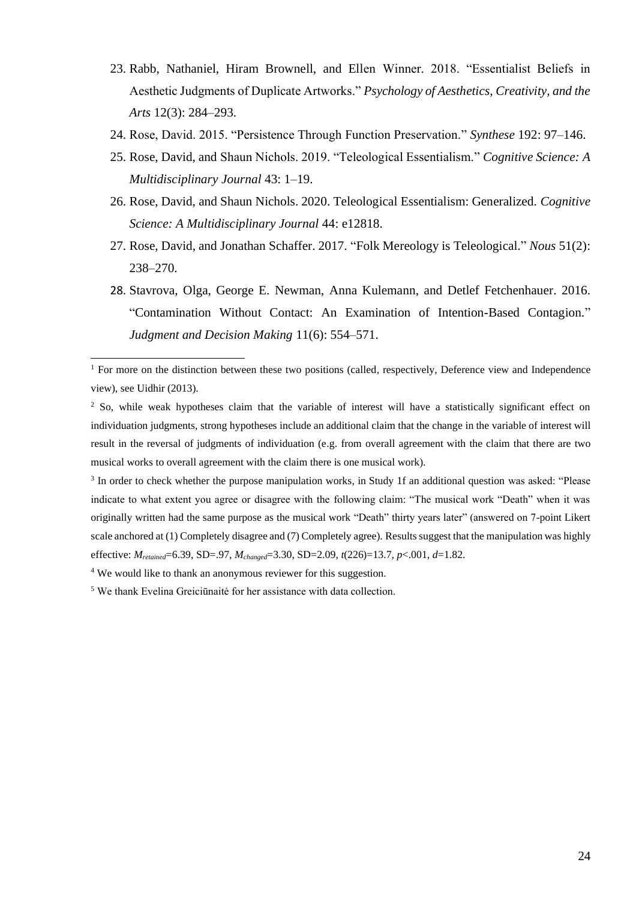23. Rabb, Nathaniel, Hiram Brownell, and Ellen Winner. 2018. "Essentialist Beliefs in Aesthetic Judgments of Duplicate Artworks." *Psychology of Aesthetics, Creativity, and the Arts* 12(3): 284–293.
24. Rose, David. 2015. "Persistence Through Function Preservation." *Synthese* 192: 97–146.
25. Rose, David, and Shaun Nichols. 2019. "Teleological Essentialism." *Cognitive Science: A Multidisciplinary Journal* 43: 1–19.
26. Rose, David, and Shaun Nichols. 2020. Teleological Essentialism: Generalized. *Cognitive Science: A Multidisciplinary Journal* 44: e12818.
27. Rose, David, and Jonathan Schaffer. 2017. "Folk Mereology is Teleological." *Nous* 51(2): 238–270.
28. Stavrova, Olga, George E. Newman, Anna Kulemann, and Detlef Fetchenhauer. 2016. "Contamination Without Contact: An Examination of Intention-Based Contagion." *Judgment and Decision Making* 11(6): 554–571.

---

[1] For more on the distinction between these two positions (called, respectively, Deference view and Independence view), see Uidhir (2013).

[2] So, while weak hypotheses claim that the variable of interest will have a statistically significant effect on individuation judgments, strong hypotheses include an additional claim that the change in the variable of interest will result in the reversal of judgments of individuation (e.g. from overall agreement with the claim that there are two musical works to overall agreement with the claim there is one musical work).

[3] In order to check whether the purpose manipulation works, in Study 1f an additional question was asked: "Please indicate to what extent you agree or disagree with the following claim: "The musical work "Death" when it was originally written had the same purpose as the musical work "Death" thirty years later" (answered on 7-point Likert scale anchored at (1) Completely disagree and (7) Completely agree). Results suggest that the manipulation was highly effective: $M_{retained}$=6.39, SD=.97, $M_{changed}$=3.30, SD=2.09, $t(226)=13.7$, $p<.001$, $d=1.82$.

[4] We would like to thank an anonymous reviewer for this suggestion.

[5] We thank Evelina Greiciūnaitė for her assistance with data collection.